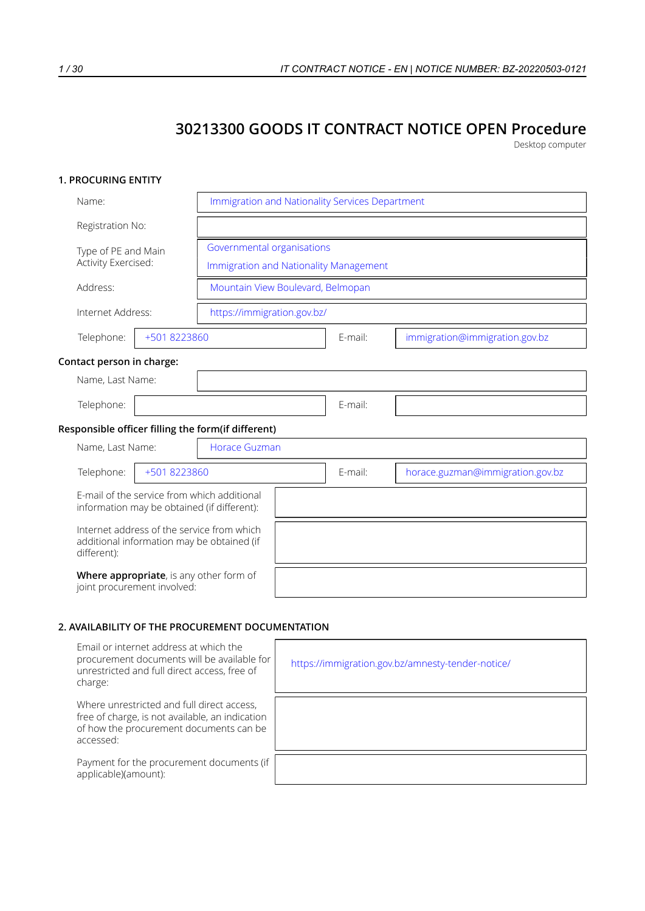# 30213300 GOODS IT CONTRACT NOTICE OPEN Procedure

Desktop computer

## 1. PROCURING ENTITY

| | |
|---|---|
| Name: | Immigration and Nationality Services Department |
| Registration No: | |
| Type of PE and Main Activity Exercised: | Governmental organisations<br>Immigration and Nationality Management |
| Address: | Mountain View Boulevard, Belmopan |
| Internet Address: | https://immigration.gov.bz/ |

| | | | |
|---|---|---|---|
| Telephone: | +501 8223860 | E-mail: | immigration@immigration.gov.bz |

**Contact person in charge:**

| | | | |
|---|---|---|---|
| Name, Last Name: | | | |
| Telephone: | | E-mail: | |

**Responsible officer filling the form(if different)**

| | | | |
|---|---|---|---|
| Name, Last Name: | Horace Guzman | | |
| Telephone: | +501 8223860 | E-mail: | horace.guzman@immigration.gov.bz |

| | |
|---|---|
| E-mail of the service from which additional information may be obtained (if different): | |
| Internet address of the service from which additional information may be obtained (if different): | |
| **Where appropriate**, is any other form of joint procurement involved: | |

## 2. AVAILABILITY OF THE PROCUREMENT DOCUMENTATION

| | |
|---|---|
| Email or internet address at which the procurement documents will be available for unrestricted and full direct access, free of charge: | https://immigration.gov.bz/amnesty-tender-notice/ |
| Where unrestricted and full direct access, free of charge, is not available, an indication of how the procurement documents can be accessed: | |
| Payment for the procurement documents (if applicable)(amount): | |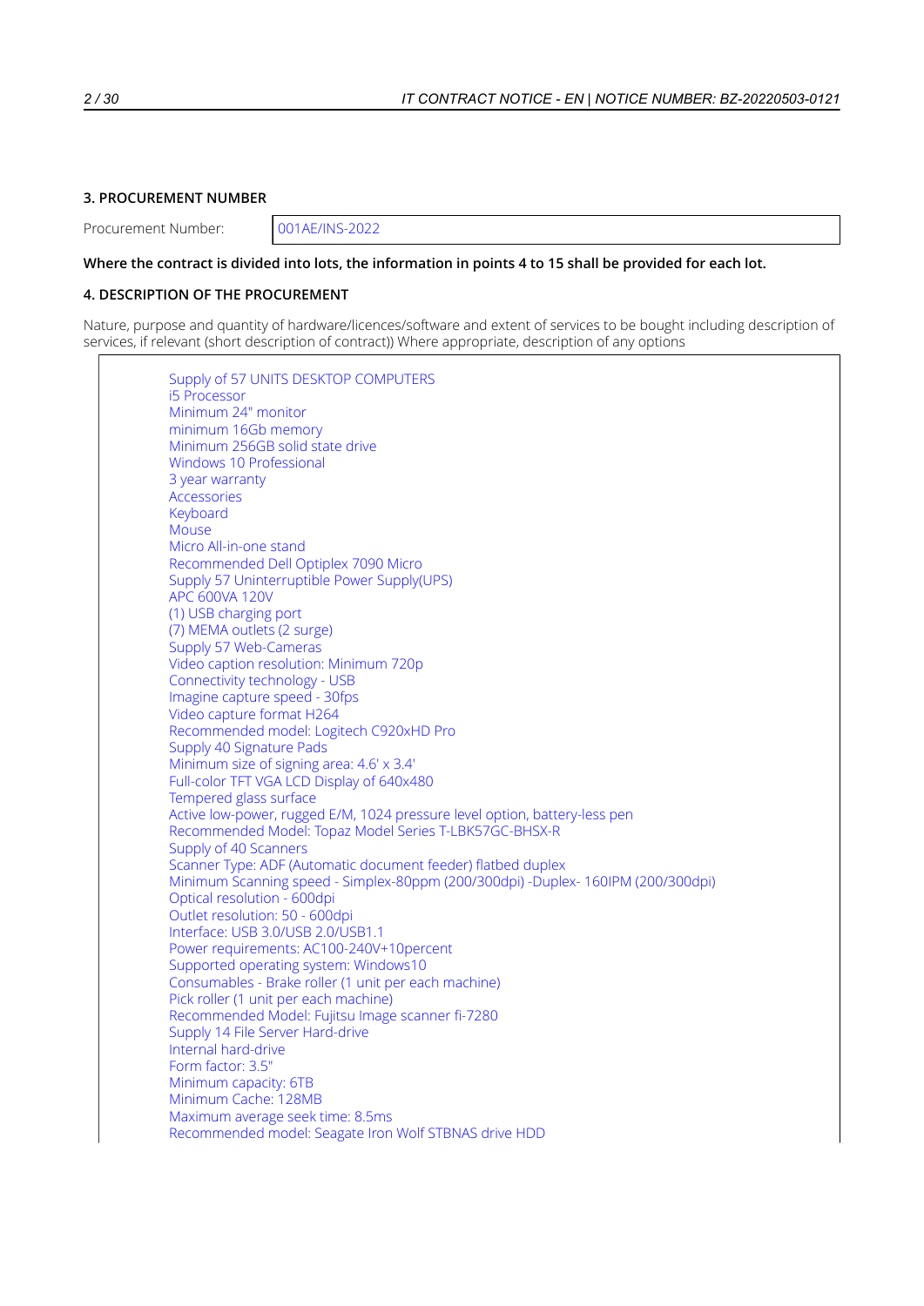### 3. PROCUREMENT NUMBER

| Procurement Number: | 001AE/INS-2022 |
|---|---|

**Where the contract is divided into lots, the information in points 4 to 15 shall be provided for each lot.**

### 4. DESCRIPTION OF THE PROCUREMENT

Nature, purpose and quantity of hardware/licences/software and extent of services to be bought including description of services, if relevant (short description of contract)) Where appropriate, description of any options

Supply of 57 UNITS DESKTOP COMPUTERS
i5 Processor
Minimum 24" monitor
minimum 16Gb memory
Minimum 256GB solid state drive
Windows 10 Professional
3 year warranty
Accessories
Keyboard
Mouse
Micro All-in-one stand
Recommended Dell Optiplex 7090 Micro
Supply 57 Uninterruptible Power Supply(UPS)
APC 600VA 120V
(1) USB charging port
(7) MEMA outlets (2 surge)
Supply 57 Web-Cameras
Video caption resolution: Minimum 720p
Connectivity technology - USB
Imagine capture speed - 30fps
Video capture format H264
Recommended model: Logitech C920xHD Pro
Supply 40 Signature Pads
Minimum size of signing area: 4.6' x 3.4'
Full-color TFT VGA LCD Display of 640x480
Tempered glass surface
Active low-power, rugged E/M, 1024 pressure level option, battery-less pen
Recommended Model: Topaz Model Series T-LBK57GC-BHSX-R
Supply of 40 Scanners
Scanner Type: ADF (Automatic document feeder) flatbed duplex
Minimum Scanning speed - Simplex-80ppm (200/300dpi) -Duplex- 160IPM (200/300dpi)
Optical resolution - 600dpi
Outlet resolution: 50 - 600dpi
Interface: USB 3.0/USB 2.0/USB1.1
Power requirements: AC100-240V+10percent
Supported operating system: Windows10
Consumables - Brake roller (1 unit per each machine)
Pick roller (1 unit per each machine)
Recommended Model: Fujitsu Image scanner fi-7280
Supply 14 File Server Hard-drive
Internal hard-drive
Form factor: 3.5"
Minimum capacity: 6TB
Minimum Cache: 128MB
Maximum average seek time: 8.5ms
Recommended model: Seagate Iron Wolf STBNAS drive HDD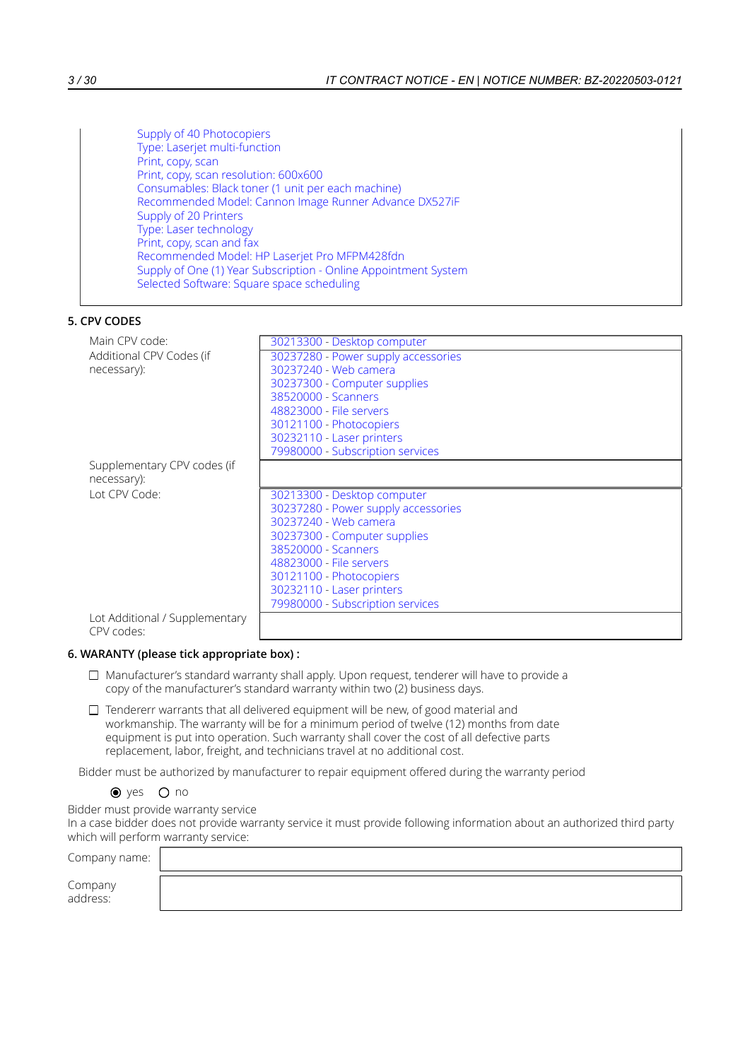Supply of 40 Photocopiers
Type: Laserjet multi-function
Print, copy, scan
Print, copy, scan resolution: 600x600
Consumables: Black toner (1 unit per each machine)
Recommended Model: Cannon Image Runner Advance DX527iF
Supply of 20 Printers
Type: Laser technology
Print, copy, scan and fax
Recommended Model: HP Laserjet Pro MFPM428fdn
Supply of One (1) Year Subscription - Online Appointment System
Selected Software: Square space scheduling

## 5. CPV CODES

| | |
|---|---|
| Main CPV code: | 30213300 - Desktop computer |
| Additional CPV Codes (if necessary): | 30237280 - Power supply accessories<br>30237240 - Web camera<br>30237300 - Computer supplies<br>38520000 - Scanners<br>48823000 - File servers<br>30121100 - Photocopiers<br>30232110 - Laser printers<br>79980000 - Subscription services |
| Supplementary CPV codes (if necessary): | |
| Lot CPV Code: | 30213300 - Desktop computer<br>30237280 - Power supply accessories<br>30237240 - Web camera<br>30237300 - Computer supplies<br>38520000 - Scanners<br>48823000 - File servers<br>30121100 - Photocopiers<br>30232110 - Laser printers<br>79980000 - Subscription services |
| Lot Additional / Supplementary CPV codes: | |

## 6. WARANTY (please tick appropriate box) :

- ☐ Manufacturer's standard warranty shall apply. Upon request, tenderer will have to provide a copy of the manufacturer's standard warranty within two (2) business days.
- ☐ Tendererr warrants that all delivered equipment will be new, of good material and workmanship. The warranty will be for a minimum period of twelve (12) months from date equipment is put into operation. Such warranty shall cover the cost of all defective parts replacement, labor, freight, and technicians travel at no additional cost.

Bidder must be authorized by manufacturer to repair equipment offered during the warranty period

◉ yes ◯ no

Bidder must provide warranty service
In a case bidder does not provide warranty service it must provide following information about an authorized third party which will perform warranty service:

| | |
|---|---|
| Company name: | |
| Company address: | |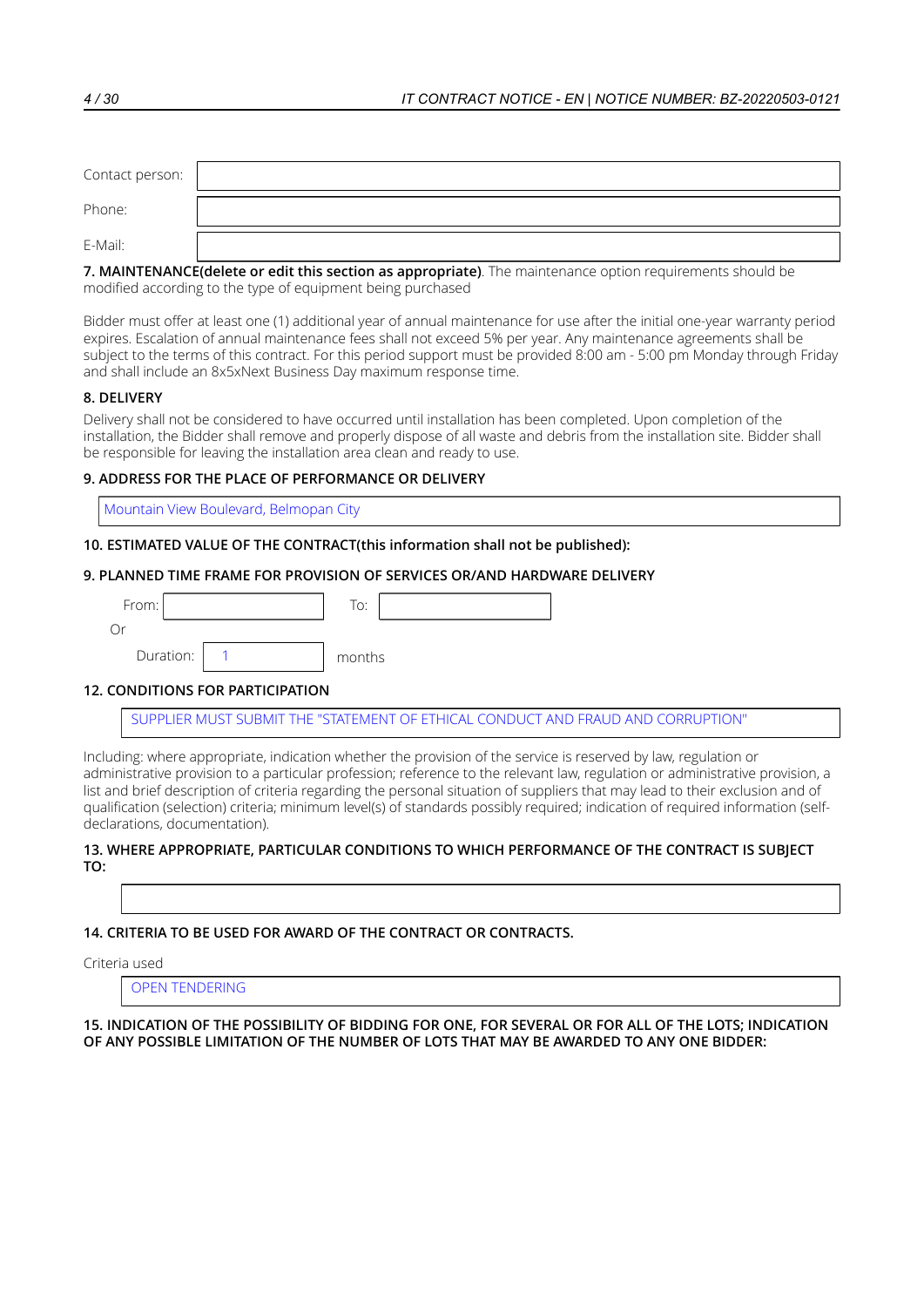| | |
|---|---|
| Contact person: | |
| Phone: | |
| E-Mail: | |

**7. MAINTENANCE(delete or edit this section as appropriate)**. The maintenance option requirements should be modified according to the type of equipment being purchased

Bidder must offer at least one (1) additional year of annual maintenance for use after the initial one-year warranty period expires. Escalation of annual maintenance fees shall not exceed 5% per year. Any maintenance agreements shall be subject to the terms of this contract. For this period support must be provided 8:00 am - 5:00 pm Monday through Friday and shall include an 8x5xNext Business Day maximum response time.

**8. DELIVERY**

Delivery shall not be considered to have occurred until installation has been completed. Upon completion of the installation, the Bidder shall remove and properly dispose of all waste and debris from the installation site. Bidder shall be responsible for leaving the installation area clean and ready to use.

**9. ADDRESS FOR THE PLACE OF PERFORMANCE OR DELIVERY**

Mountain View Boulevard, Belmopan City

**10. ESTIMATED VALUE OF THE CONTRACT(this information shall not be published):**

**9. PLANNED TIME FRAME FOR PROVISION OF SERVICES OR/AND HARDWARE DELIVERY**

From: To:

Or

Duration: 1 months

**12. CONDITIONS FOR PARTICIPATION**

SUPPLIER MUST SUBMIT THE "STATEMENT OF ETHICAL CONDUCT AND FRAUD AND CORRUPTION"

Including: where appropriate, indication whether the provision of the service is reserved by law, regulation or administrative provision to a particular profession; reference to the relevant law, regulation or administrative provision, a list and brief description of criteria regarding the personal situation of suppliers that may lead to their exclusion and of qualification (selection) criteria; minimum level(s) of standards possibly required; indication of required information (self-declarations, documentation).

**13. WHERE APPROPRIATE, PARTICULAR CONDITIONS TO WHICH PERFORMANCE OF THE CONTRACT IS SUBJECT TO:**

**14. CRITERIA TO BE USED FOR AWARD OF THE CONTRACT OR CONTRACTS.**

Criteria used

OPEN TENDERING

**15. INDICATION OF THE POSSIBILITY OF BIDDING FOR ONE, FOR SEVERAL OR FOR ALL OF THE LOTS; INDICATION OF ANY POSSIBLE LIMITATION OF THE NUMBER OF LOTS THAT MAY BE AWARDED TO ANY ONE BIDDER:**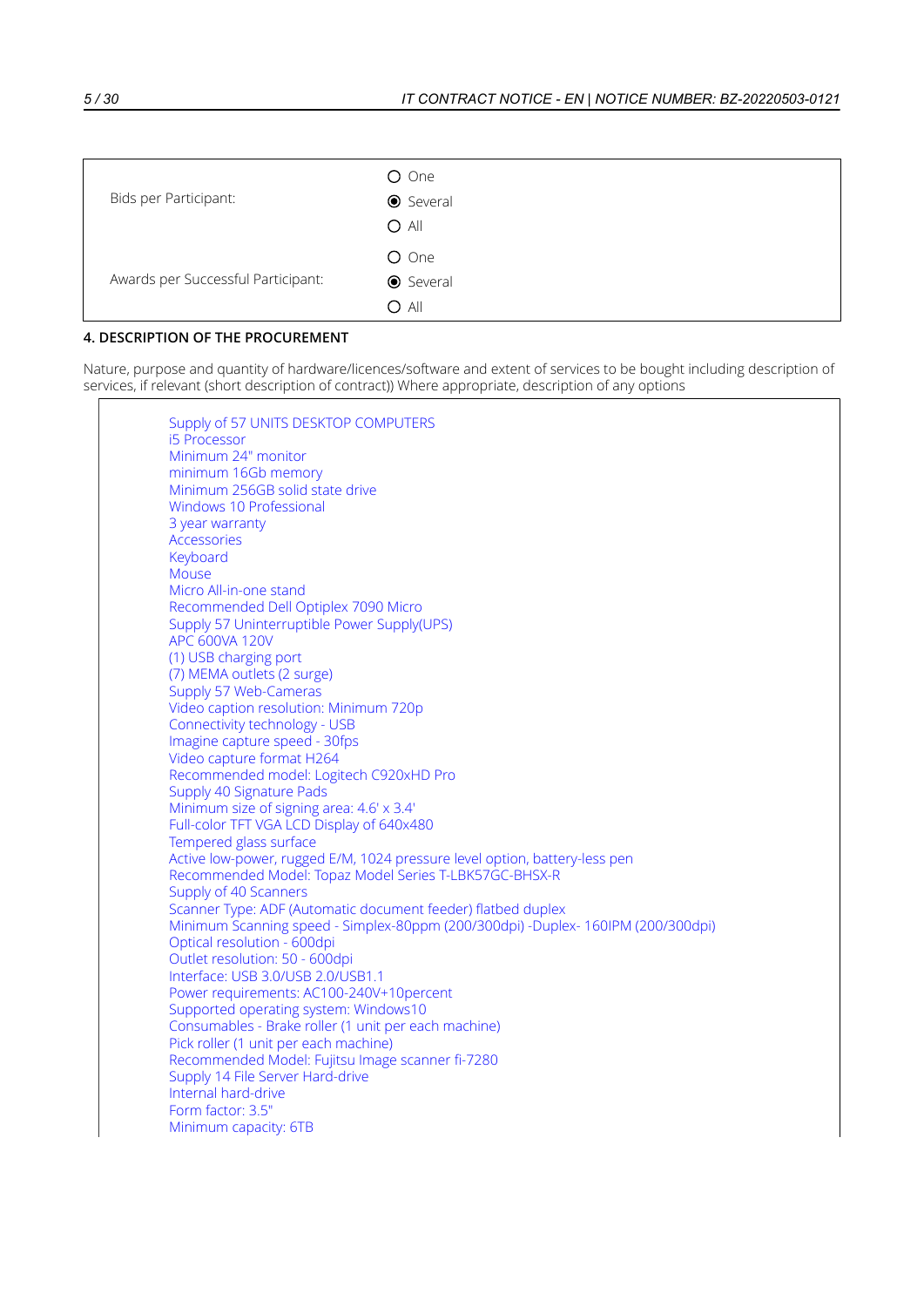| | |
|---|---|
| Bids per Participant: | ○ One<br>◉ Several<br>○ All |
| Awards per Successful Participant: | ○ One<br>◉ Several<br>○ All |

## 4. DESCRIPTION OF THE PROCUREMENT

Nature, purpose and quantity of hardware/licences/software and extent of services to be bought including description of services, if relevant (short description of contract)) Where appropriate, description of any options

Supply of 57 UNITS DESKTOP COMPUTERS
i5 Processor
Minimum 24" monitor
minimum 16Gb memory
Minimum 256GB solid state drive
Windows 10 Professional
3 year warranty
Accessories
Keyboard
Mouse
Micro All-in-one stand
Recommended Dell Optiplex 7090 Micro
Supply 57 Uninterruptible Power Supply(UPS)
APC 600VA 120V
(1) USB charging port
(7) MEMA outlets (2 surge)
Supply 57 Web-Cameras
Video caption resolution: Minimum 720p
Connectivity technology - USB
Imagine capture speed - 30fps
Video capture format H264
Recommended model: Logitech C920xHD Pro
Supply 40 Signature Pads
Minimum size of signing area: 4.6' x 3.4'
Full-color TFT VGA LCD Display of 640x480
Tempered glass surface
Active low-power, rugged E/M, 1024 pressure level option, battery-less pen
Recommended Model: Topaz Model Series T-LBK57GC-BHSX-R
Supply of 40 Scanners
Scanner Type: ADF (Automatic document feeder) flatbed duplex
Minimum Scanning speed - Simplex-80ppm (200/300dpi) -Duplex- 160IPM (200/300dpi)
Optical resolution - 600dpi
Outlet resolution: 50 - 600dpi
Interface: USB 3.0/USB 2.0/USB1.1
Power requirements: AC100-240V+10percent
Supported operating system: Windows10
Consumables - Brake roller (1 unit per each machine)
Pick roller (1 unit per each machine)
Recommended Model: Fujitsu Image scanner fi-7280
Supply 14 File Server Hard-drive
Internal hard-drive
Form factor: 3.5"
Minimum capacity: 6TB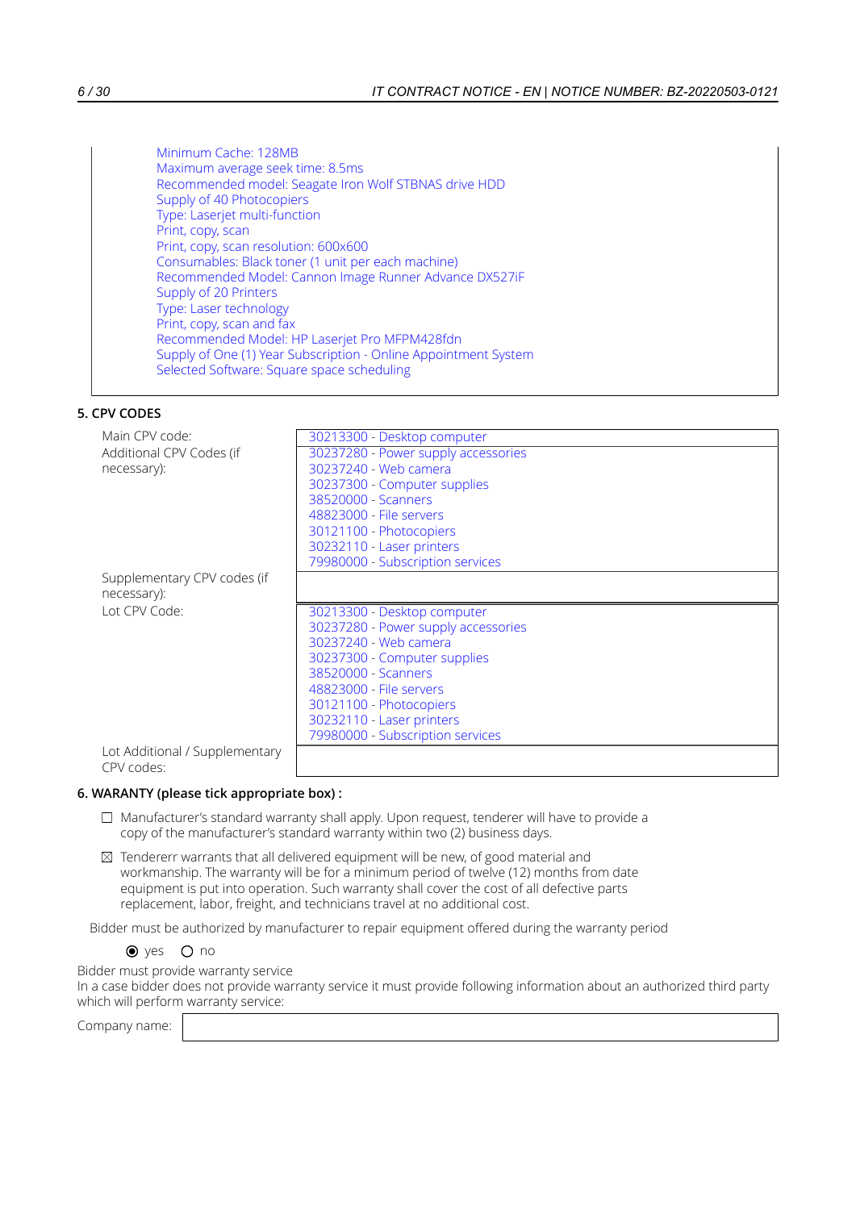Minimum Cache: 128MB
Maximum average seek time: 8.5ms
Recommended model: Seagate Iron Wolf STBNAS drive HDD
Supply of 40 Photocopiers
Type: Laserjet multi-function
Print, copy, scan
Print, copy, scan resolution: 600x600
Consumables: Black toner (1 unit per each machine)
Recommended Model: Cannon Image Runner Advance DX527iF
Supply of 20 Printers
Type: Laser technology
Print, copy, scan and fax
Recommended Model: HP Laserjet Pro MFPM428fdn
Supply of One (1) Year Subscription - Online Appointment System
Selected Software: Square space scheduling

## 5. CPV CODES

| | |
|---|---|
| Main CPV code: | 30213300 - Desktop computer |
| Additional CPV Codes (if necessary): | 30237280 - Power supply accessories<br>30237240 - Web camera<br>30237300 - Computer supplies<br>38520000 - Scanners<br>48823000 - File servers<br>30121100 - Photocopiers<br>30232110 - Laser printers<br>79980000 - Subscription services |
| Supplementary CPV codes (if necessary): | |
| Lot CPV Code: | 30213300 - Desktop computer<br>30237280 - Power supply accessories<br>30237240 - Web camera<br>30237300 - Computer supplies<br>38520000 - Scanners<br>48823000 - File servers<br>30121100 - Photocopiers<br>30232110 - Laser printers<br>79980000 - Subscription services |
| Lot Additional / Supplementary CPV codes: | |

## 6. WARANTY (please tick appropriate box) :

☐ Manufacturer's standard warranty shall apply. Upon request, tenderer will have to provide a copy of the manufacturer's standard warranty within two (2) business days.

☒ Tendererr warrants that all delivered equipment will be new, of good material and workmanship. The warranty will be for a minimum period of twelve (12) months from date equipment is put into operation. Such warranty shall cover the cost of all defective parts replacement, labor, freight, and technicians travel at no additional cost.

Bidder must be authorized by manufacturer to repair equipment offered during the warranty period

◉ yes ○ no

Bidder must provide warranty service
In a case bidder does not provide warranty service it must provide following information about an authorized third party which will perform warranty service:

| Company name: | |
|---|---|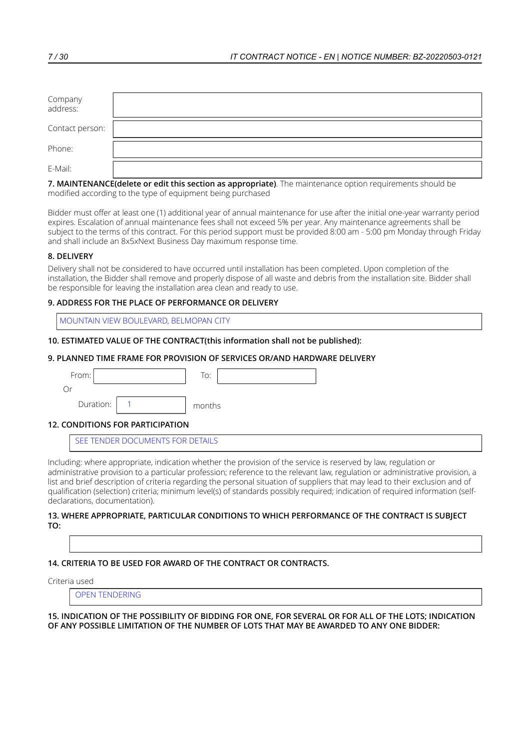| | |
|---|---|
| Company address: | |
| Contact person: | |
| Phone: | |
| E-Mail: | |

**7. MAINTENANCE(delete or edit this section as appropriate)**. The maintenance option requirements should be modified according to the type of equipment being purchased

Bidder must offer at least one (1) additional year of annual maintenance for use after the initial one-year warranty period expires. Escalation of annual maintenance fees shall not exceed 5% per year. Any maintenance agreements shall be subject to the terms of this contract. For this period support must be provided 8:00 am - 5:00 pm Monday through Friday and shall include an 8x5xNext Business Day maximum response time.

**8. DELIVERY**

Delivery shall not be considered to have occurred until installation has been completed. Upon completion of the installation, the Bidder shall remove and properly dispose of all waste and debris from the installation site. Bidder shall be responsible for leaving the installation area clean and ready to use.

**9. ADDRESS FOR THE PLACE OF PERFORMANCE OR DELIVERY**

MOUNTAIN VIEW BOULEVARD, BELMOPAN CITY

**10. ESTIMATED VALUE OF THE CONTRACT(this information shall not be published):**

**9. PLANNED TIME FRAME FOR PROVISION OF SERVICES OR/AND HARDWARE DELIVERY**

From: &nbsp;&nbsp;&nbsp; To:

Or

Duration: 1 months

**12. CONDITIONS FOR PARTICIPATION**

SEE TENDER DOCUMENTS FOR DETAILS

Including: where appropriate, indication whether the provision of the service is reserved by law, regulation or administrative provision to a particular profession; reference to the relevant law, regulation or administrative provision, a list and brief description of criteria regarding the personal situation of suppliers that may lead to their exclusion and of qualification (selection) criteria; minimum level(s) of standards possibly required; indication of required information (self-declarations, documentation).

**13. WHERE APPROPRIATE, PARTICULAR CONDITIONS TO WHICH PERFORMANCE OF THE CONTRACT IS SUBJECT TO:**

**14. CRITERIA TO BE USED FOR AWARD OF THE CONTRACT OR CONTRACTS.**

Criteria used

OPEN TENDERING

**15. INDICATION OF THE POSSIBILITY OF BIDDING FOR ONE, FOR SEVERAL OR FOR ALL OF THE LOTS; INDICATION OF ANY POSSIBLE LIMITATION OF THE NUMBER OF LOTS THAT MAY BE AWARDED TO ANY ONE BIDDER:**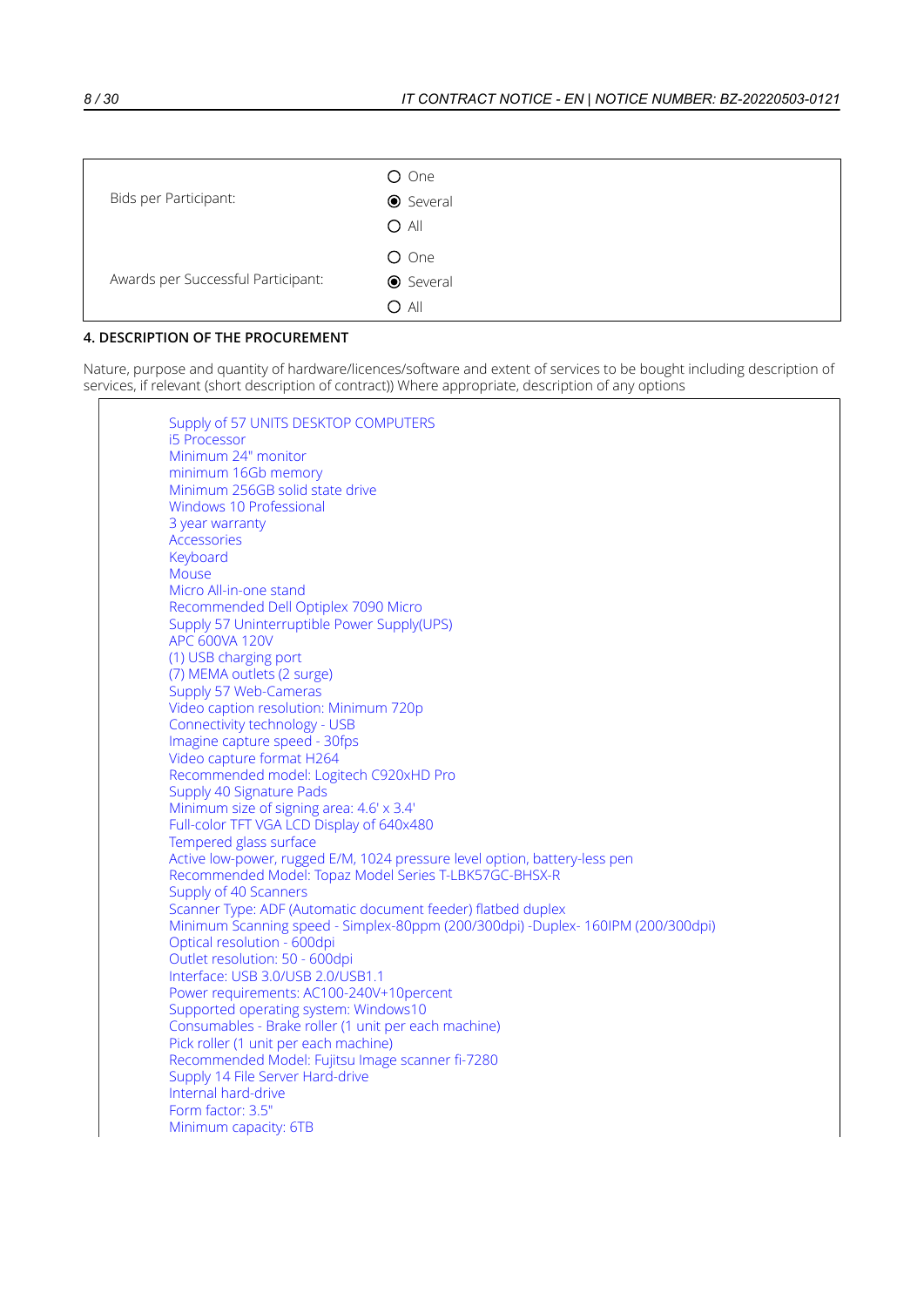| | |
|---|---|
| Bids per Participant: | ○ One<br>◉ Several<br>○ All |
| Awards per Successful Participant: | ○ One<br>◉ Several<br>○ All |

**4. DESCRIPTION OF THE PROCUREMENT**

Nature, purpose and quantity of hardware/licences/software and extent of services to be bought including description of services, if relevant (short description of contract)) Where appropriate, description of any options

Supply of 57 UNITS DESKTOP COMPUTERS
i5 Processor
Minimum 24" monitor
minimum 16Gb memory
Minimum 256GB solid state drive
Windows 10 Professional
3 year warranty
Accessories
Keyboard
Mouse
Micro All-in-one stand
Recommended Dell Optiplex 7090 Micro
Supply 57 Uninterruptible Power Supply(UPS)
APC 600VA 120V
(1) USB charging port
(7) MEMA outlets (2 surge)
Supply 57 Web-Cameras
Video caption resolution: Minimum 720p
Connectivity technology - USB
Imagine capture speed - 30fps
Video capture format H264
Recommended model: Logitech C920xHD Pro
Supply 40 Signature Pads
Minimum size of signing area: 4.6' x 3.4'
Full-color TFT VGA LCD Display of 640x480
Tempered glass surface
Active low-power, rugged E/M, 1024 pressure level option, battery-less pen
Recommended Model: Topaz Model Series T-LBK57GC-BHSX-R
Supply of 40 Scanners
Scanner Type: ADF (Automatic document feeder) flatbed duplex
Minimum Scanning speed - Simplex-80ppm (200/300dpi) -Duplex- 160IPM (200/300dpi)
Optical resolution - 600dpi
Outlet resolution: 50 - 600dpi
Interface: USB 3.0/USB 2.0/USB1.1
Power requirements: AC100-240V+10percent
Supported operating system: Windows10
Consumables - Brake roller (1 unit per each machine)
Pick roller (1 unit per each machine)
Recommended Model: Fujitsu Image scanner fi-7280
Supply 14 File Server Hard-drive
Internal hard-drive
Form factor: 3.5"
Minimum capacity: 6TB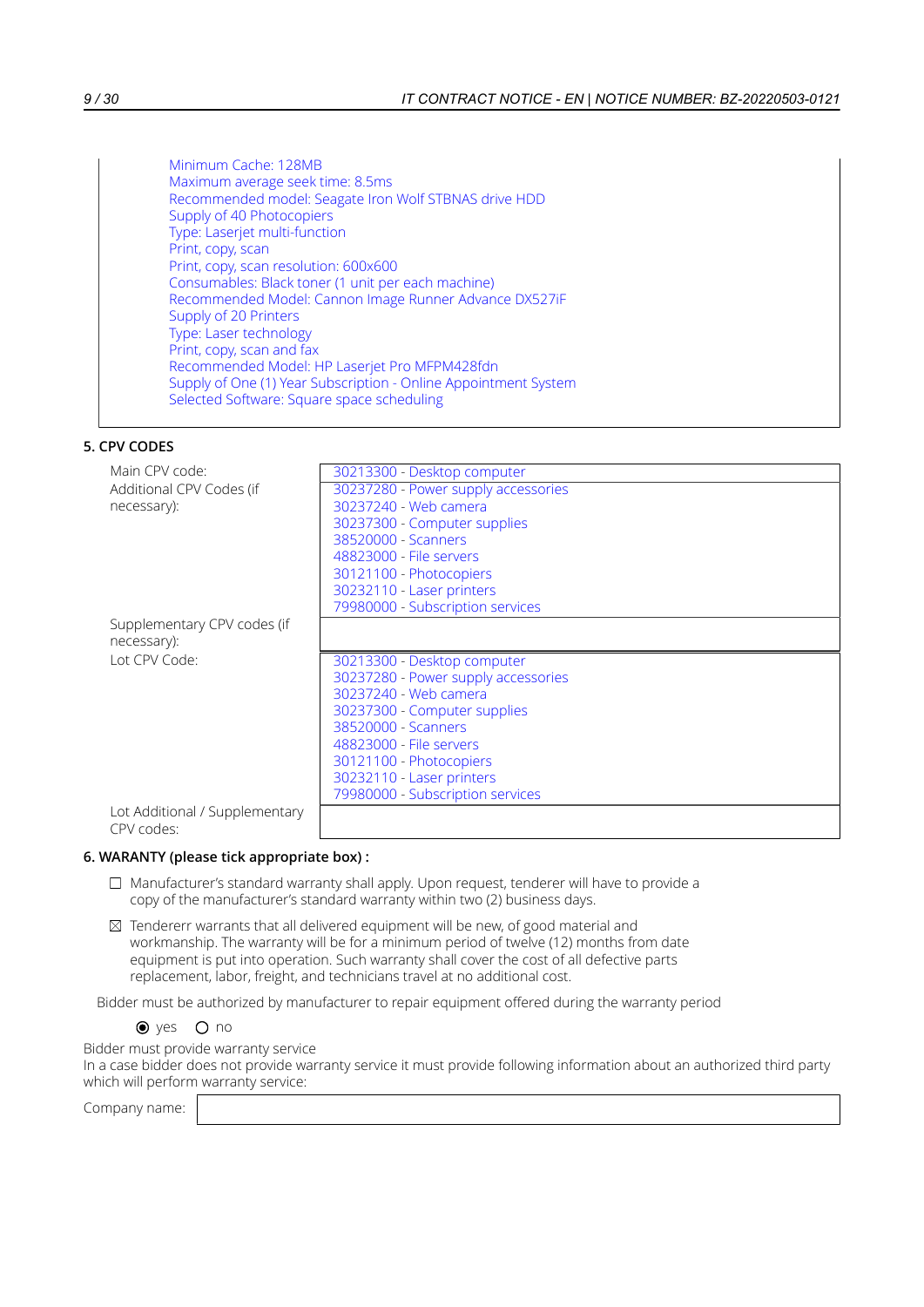Minimum Cache: 128MB
Maximum average seek time: 8.5ms
Recommended model: Seagate Iron Wolf STBNAS drive HDD
Supply of 40 Photocopiers
Type: Laserjet multi-function
Print, copy, scan
Print, copy, scan resolution: 600x600
Consumables: Black toner (1 unit per each machine)
Recommended Model: Cannon Image Runner Advance DX527iF
Supply of 20 Printers
Type: Laser technology
Print, copy, scan and fax
Recommended Model: HP Laserjet Pro MFPM428fdn
Supply of One (1) Year Subscription - Online Appointment System
Selected Software: Square space scheduling

## 5. CPV CODES

| | |
|---|---|
| Main CPV code: | 30213300 - Desktop computer |
| Additional CPV Codes (if necessary): | 30237280 - Power supply accessories<br>30237240 - Web camera<br>30237300 - Computer supplies<br>38520000 - Scanners<br>48823000 - File servers<br>30121100 - Photocopiers<br>30232110 - Laser printers<br>79980000 - Subscription services |
| Supplementary CPV codes (if necessary): | |
| Lot CPV Code: | 30213300 - Desktop computer<br>30237280 - Power supply accessories<br>30237240 - Web camera<br>30237300 - Computer supplies<br>38520000 - Scanners<br>48823000 - File servers<br>30121100 - Photocopiers<br>30232110 - Laser printers<br>79980000 - Subscription services |
| Lot Additional / Supplementary CPV codes: | |

## 6. WARANTY (please tick appropriate box) :

☐ Manufacturer's standard warranty shall apply. Upon request, tenderer will have to provide a copy of the manufacturer's standard warranty within two (2) business days.

☒ Tendererr warrants that all delivered equipment will be new, of good material and workmanship. The warranty will be for a minimum period of twelve (12) months from date equipment is put into operation. Such warranty shall cover the cost of all defective parts replacement, labor, freight, and technicians travel at no additional cost.

Bidder must be authorized by manufacturer to repair equipment offered during the warranty period

◉ yes ○ no

Bidder must provide warranty service
In a case bidder does not provide warranty service it must provide following information about an authorized third party which will perform warranty service:

| | |
|---|---|
| Company name: | |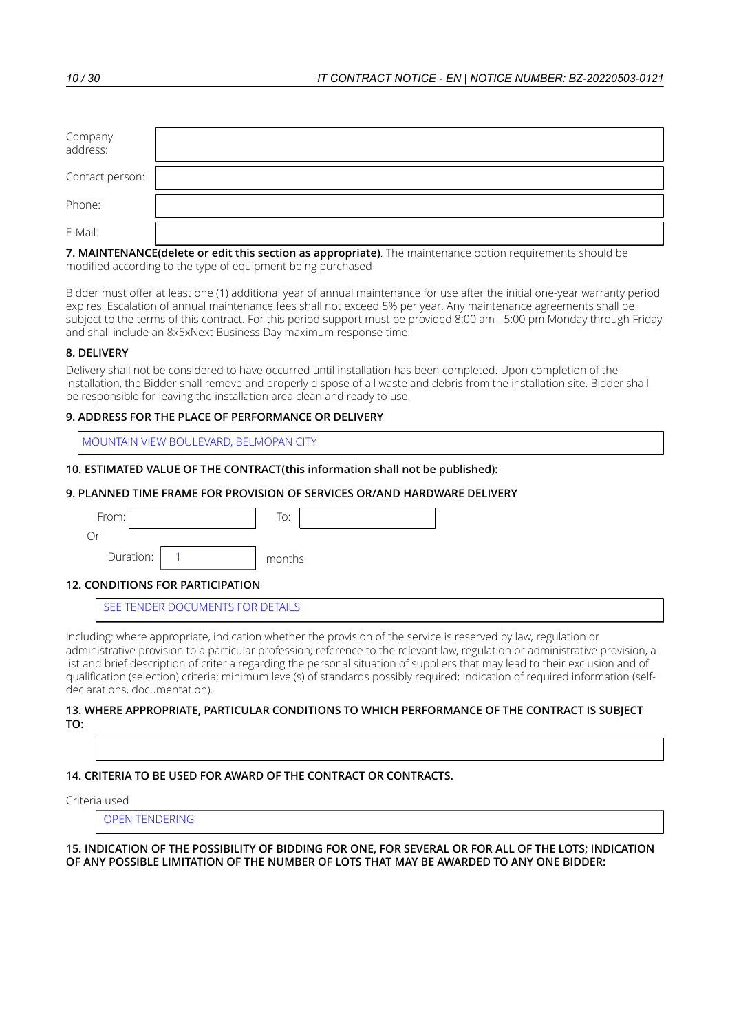| | |
|---|---|
| Company address: | |
| Contact person: | |
| Phone: | |
| E-Mail: | |

**7. MAINTENANCE(delete or edit this section as appropriate)**. The maintenance option requirements should be modified according to the type of equipment being purchased

Bidder must offer at least one (1) additional year of annual maintenance for use after the initial one-year warranty period expires. Escalation of annual maintenance fees shall not exceed 5% per year. Any maintenance agreements shall be subject to the terms of this contract. For this period support must be provided 8:00 am - 5:00 pm Monday through Friday and shall include an 8x5xNext Business Day maximum response time.

**8. DELIVERY**

Delivery shall not be considered to have occurred until installation has been completed. Upon completion of the installation, the Bidder shall remove and properly dispose of all waste and debris from the installation site. Bidder shall be responsible for leaving the installation area clean and ready to use.

**9. ADDRESS FOR THE PLACE OF PERFORMANCE OR DELIVERY**

MOUNTAIN VIEW BOULEVARD, BELMOPAN CITY

**10. ESTIMATED VALUE OF THE CONTRACT(this information shall not be published):**

**9. PLANNED TIME FRAME FOR PROVISION OF SERVICES OR/AND HARDWARE DELIVERY**

From: To:

Or

Duration: 1 months

**12. CONDITIONS FOR PARTICIPATION**

SEE TENDER DOCUMENTS FOR DETAILS

Including: where appropriate, indication whether the provision of the service is reserved by law, regulation or administrative provision to a particular profession; reference to the relevant law, regulation or administrative provision, a list and brief description of criteria regarding the personal situation of suppliers that may lead to their exclusion and of qualification (selection) criteria; minimum level(s) of standards possibly required; indication of required information (self-declarations, documentation).

**13. WHERE APPROPRIATE, PARTICULAR CONDITIONS TO WHICH PERFORMANCE OF THE CONTRACT IS SUBJECT TO:**

**14. CRITERIA TO BE USED FOR AWARD OF THE CONTRACT OR CONTRACTS.**

Criteria used

OPEN TENDERING

**15. INDICATION OF THE POSSIBILITY OF BIDDING FOR ONE, FOR SEVERAL OR FOR ALL OF THE LOTS; INDICATION OF ANY POSSIBLE LIMITATION OF THE NUMBER OF LOTS THAT MAY BE AWARDED TO ANY ONE BIDDER:**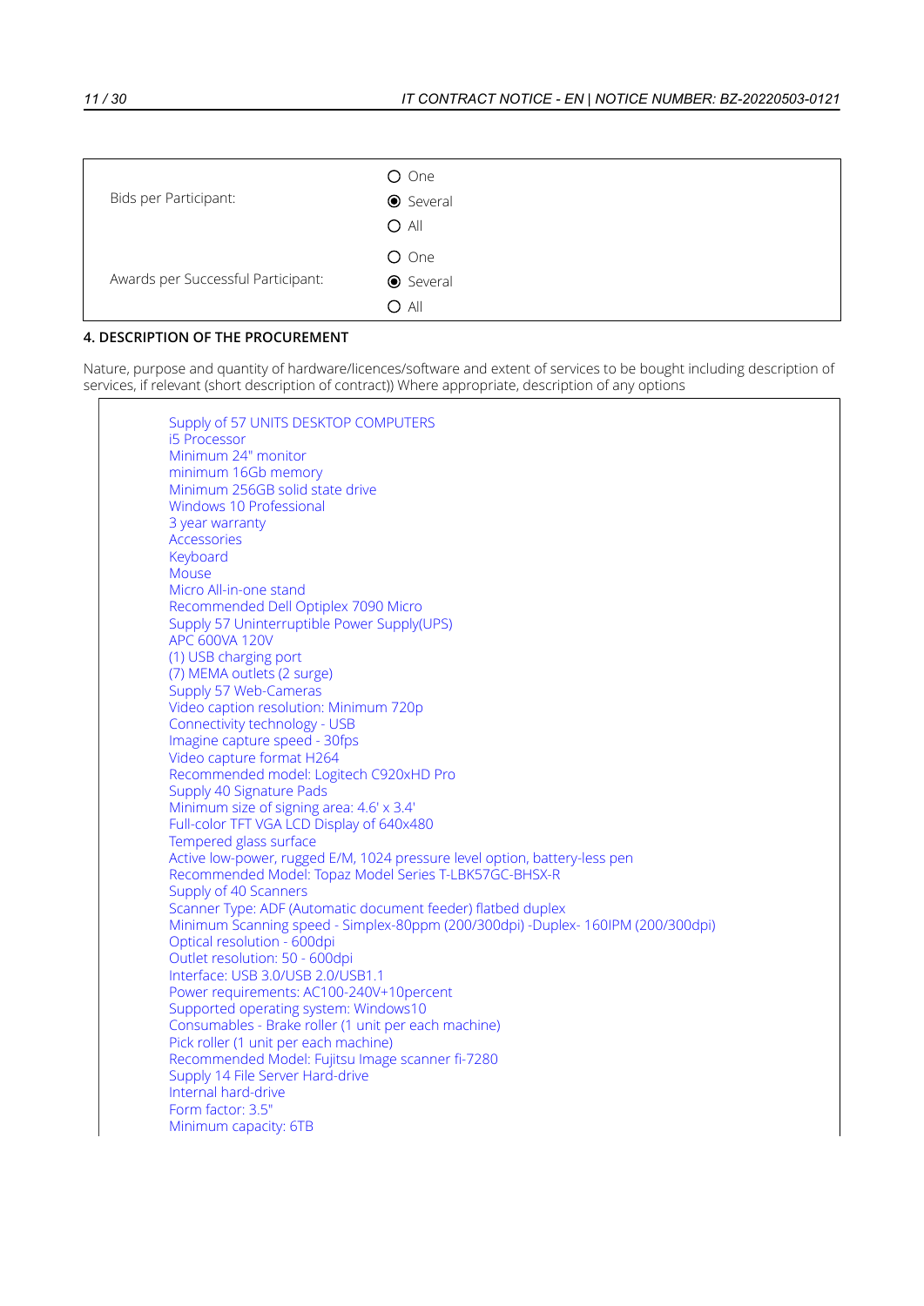| | |
|---|---|
| Bids per Participant: | ○ One<br>◉ Several<br>○ All |
| Awards per Successful Participant: | ○ One<br>◉ Several<br>○ All |

**4. DESCRIPTION OF THE PROCUREMENT**

Nature, purpose and quantity of hardware/licences/software and extent of services to be bought including description of services, if relevant (short description of contract)) Where appropriate, description of any options

Supply of 57 UNITS DESKTOP COMPUTERS
i5 Processor
Minimum 24" monitor
minimum 16Gb memory
Minimum 256GB solid state drive
Windows 10 Professional
3 year warranty
Accessories
Keyboard
Mouse
Micro All-in-one stand
Recommended Dell Optiplex 7090 Micro
Supply 57 Uninterruptible Power Supply(UPS)
APC 600VA 120V
(1) USB charging port
(7) MEMA outlets (2 surge)
Supply 57 Web-Cameras
Video caption resolution: Minimum 720p
Connectivity technology - USB
Imagine capture speed - 30fps
Video capture format H264
Recommended model: Logitech C920xHD Pro
Supply 40 Signature Pads
Minimum size of signing area: 4.6' x 3.4'
Full-color TFT VGA LCD Display of 640x480
Tempered glass surface
Active low-power, rugged E/M, 1024 pressure level option, battery-less pen
Recommended Model: Topaz Model Series T-LBK57GC-BHSX-R
Supply of 40 Scanners
Scanner Type: ADF (Automatic document feeder) flatbed duplex
Minimum Scanning speed - Simplex-80ppm (200/300dpi) -Duplex- 160IPM (200/300dpi)
Optical resolution - 600dpi
Outlet resolution: 50 - 600dpi
Interface: USB 3.0/USB 2.0/USB1.1
Power requirements: AC100-240V+10percent
Supported operating system: Windows10
Consumables - Brake roller (1 unit per each machine)
Pick roller (1 unit per each machine)
Recommended Model: Fujitsu Image scanner fi-7280
Supply 14 File Server Hard-drive
Internal hard-drive
Form factor: 3.5"
Minimum capacity: 6TB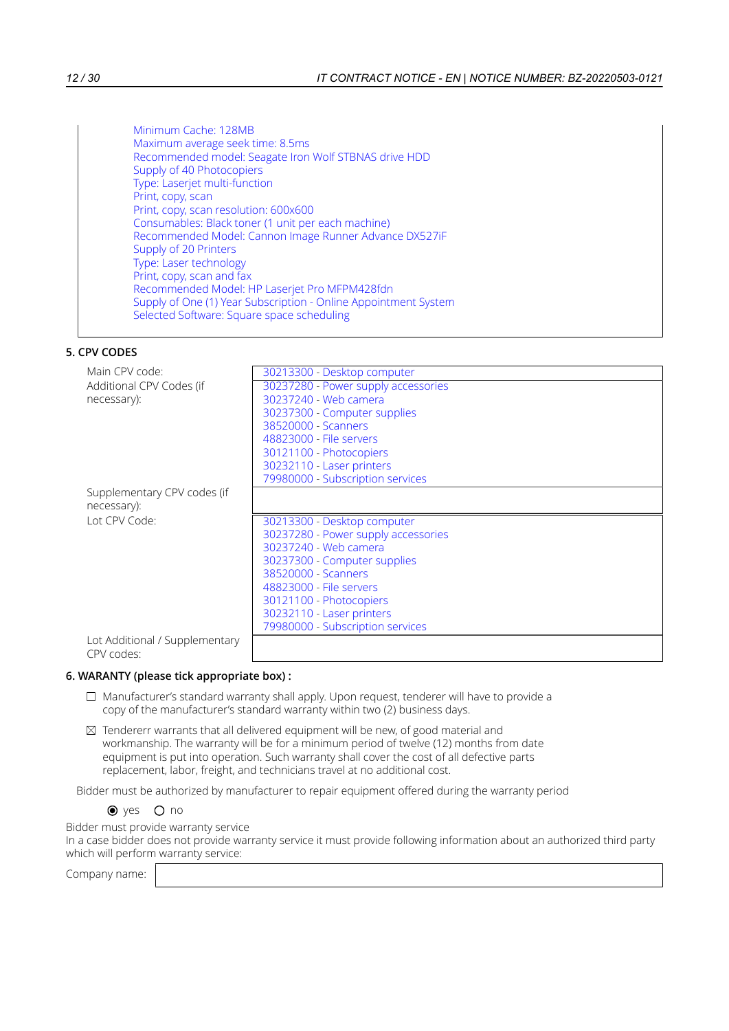Minimum Cache: 128MB
Maximum average seek time: 8.5ms
Recommended model: Seagate Iron Wolf STBNAS drive HDD
Supply of 40 Photocopiers
Type: Laserjet multi-function
Print, copy, scan
Print, copy, scan resolution: 600x600
Consumables: Black toner (1 unit per each machine)
Recommended Model: Cannon Image Runner Advance DX527iF
Supply of 20 Printers
Type: Laser technology
Print, copy, scan and fax
Recommended Model: HP Laserjet Pro MFPM428fdn
Supply of One (1) Year Subscription - Online Appointment System
Selected Software: Square space scheduling

## 5. CPV CODES

| | |
|---|---|
| Main CPV code: | 30213300 - Desktop computer |
| Additional CPV Codes (if necessary): | 30237280 - Power supply accessories<br>30237240 - Web camera<br>30237300 - Computer supplies<br>38520000 - Scanners<br>48823000 - File servers<br>30121100 - Photocopiers<br>30232110 - Laser printers<br>79980000 - Subscription services |
| Supplementary CPV codes (if necessary): | |
| Lot CPV Code: | 30213300 - Desktop computer<br>30237280 - Power supply accessories<br>30237240 - Web camera<br>30237300 - Computer supplies<br>38520000 - Scanners<br>48823000 - File servers<br>30121100 - Photocopiers<br>30232110 - Laser printers<br>79980000 - Subscription services |
| Lot Additional / Supplementary CPV codes: | |

## 6. WARANTY (please tick appropriate box) :

☐ Manufacturer's standard warranty shall apply. Upon request, tenderer will have to provide a copy of the manufacturer's standard warranty within two (2) business days.

☒ Tendererr warrants that all delivered equipment will be new, of good material and workmanship. The warranty will be for a minimum period of twelve (12) months from date equipment is put into operation. Such warranty shall cover the cost of all defective parts replacement, labor, freight, and technicians travel at no additional cost.

Bidder must be authorized by manufacturer to repair equipment offered during the warranty period

◉ yes ○ no

Bidder must provide warranty service
In a case bidder does not provide warranty service it must provide following information about an authorized third party which will perform warranty service:

| Company name: | |
|---|---|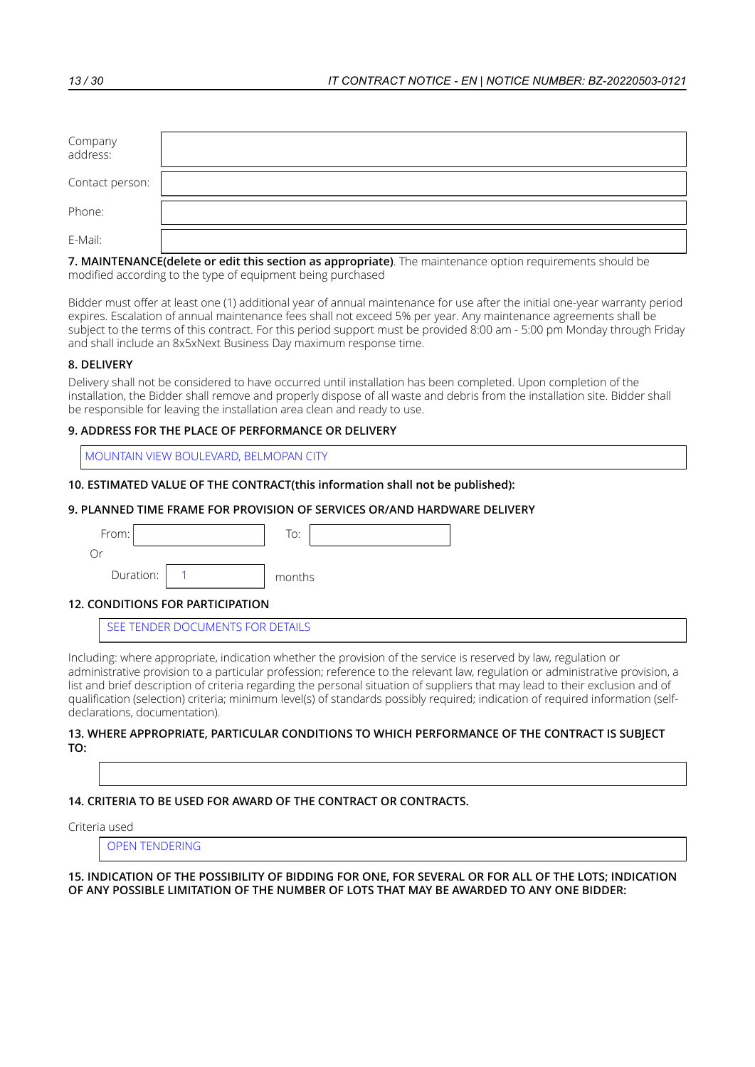| | |
|---|---|
| Company address: | |
| Contact person: | |
| Phone: | |
| E-Mail: | |

**7. MAINTENANCE(delete or edit this section as appropriate)**. The maintenance option requirements should be modified according to the type of equipment being purchased

Bidder must offer at least one (1) additional year of annual maintenance for use after the initial one-year warranty period expires. Escalation of annual maintenance fees shall not exceed 5% per year. Any maintenance agreements shall be subject to the terms of this contract. For this period support must be provided 8:00 am - 5:00 pm Monday through Friday and shall include an 8x5xNext Business Day maximum response time.

**8. DELIVERY**

Delivery shall not be considered to have occurred until installation has been completed. Upon completion of the installation, the Bidder shall remove and properly dispose of all waste and debris from the installation site. Bidder shall be responsible for leaving the installation area clean and ready to use.

**9. ADDRESS FOR THE PLACE OF PERFORMANCE OR DELIVERY**

MOUNTAIN VIEW BOULEVARD, BELMOPAN CITY

**10. ESTIMATED VALUE OF THE CONTRACT(this information shall not be published):**

**9. PLANNED TIME FRAME FOR PROVISION OF SERVICES OR/AND HARDWARE DELIVERY**

From: ____ To: ____

Or

Duration: 1 months

**12. CONDITIONS FOR PARTICIPATION**

SEE TENDER DOCUMENTS FOR DETAILS

Including: where appropriate, indication whether the provision of the service is reserved by law, regulation or administrative provision to a particular profession; reference to the relevant law, regulation or administrative provision, a list and brief description of criteria regarding the personal situation of suppliers that may lead to their exclusion and of qualification (selection) criteria; minimum level(s) of standards possibly required; indication of required information (self-declarations, documentation).

**13. WHERE APPROPRIATE, PARTICULAR CONDITIONS TO WHICH PERFORMANCE OF THE CONTRACT IS SUBJECT TO:**

**14. CRITERIA TO BE USED FOR AWARD OF THE CONTRACT OR CONTRACTS.**

Criteria used

OPEN TENDERING

**15. INDICATION OF THE POSSIBILITY OF BIDDING FOR ONE, FOR SEVERAL OR FOR ALL OF THE LOTS; INDICATION OF ANY POSSIBLE LIMITATION OF THE NUMBER OF LOTS THAT MAY BE AWARDED TO ANY ONE BIDDER:**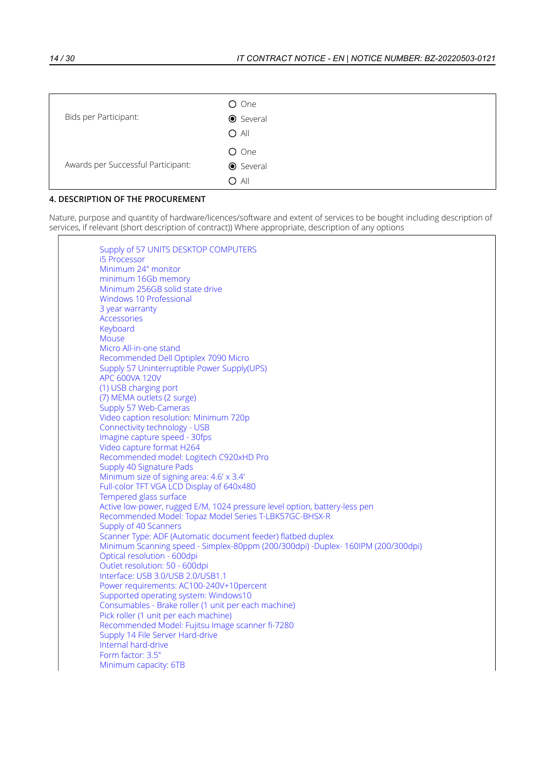| | |
|---|---|
| Bids per Participant: | ○ One<br>◉ Several<br>○ All |
| Awards per Successful Participant: | ○ One<br>◉ Several<br>○ All |

**4. DESCRIPTION OF THE PROCUREMENT**

Nature, purpose and quantity of hardware/licences/software and extent of services to be bought including description of services, if relevant (short description of contract)) Where appropriate, description of any options

Supply of 57 UNITS DESKTOP COMPUTERS
i5 Processor
Minimum 24" monitor
minimum 16Gb memory
Minimum 256GB solid state drive
Windows 10 Professional
3 year warranty
Accessories
Keyboard
Mouse
Micro All-in-one stand
Recommended Dell Optiplex 7090 Micro
Supply 57 Uninterruptible Power Supply(UPS)
APC 600VA 120V
(1) USB charging port
(7) MEMA outlets (2 surge)
Supply 57 Web-Cameras
Video caption resolution: Minimum 720p
Connectivity technology - USB
Imagine capture speed - 30fps
Video capture format H264
Recommended model: Logitech C920xHD Pro
Supply 40 Signature Pads
Minimum size of signing area: 4.6' x 3.4'
Full-color TFT VGA LCD Display of 640x480
Tempered glass surface
Active low-power, rugged E/M, 1024 pressure level option, battery-less pen
Recommended Model: Topaz Model Series T-LBK57GC-BHSX-R
Supply of 40 Scanners
Scanner Type: ADF (Automatic document feeder) flatbed duplex
Minimum Scanning speed - Simplex-80ppm (200/300dpi) -Duplex- 160IPM (200/300dpi)
Optical resolution - 600dpi
Outlet resolution: 50 - 600dpi
Interface: USB 3.0/USB 2.0/USB1.1
Power requirements: AC100-240V+10percent
Supported operating system: Windows10
Consumables - Brake roller (1 unit per each machine)
Pick roller (1 unit per each machine)
Recommended Model: Fujitsu Image scanner fi-7280
Supply 14 File Server Hard-drive
Internal hard-drive
Form factor: 3.5"
Minimum capacity: 6TB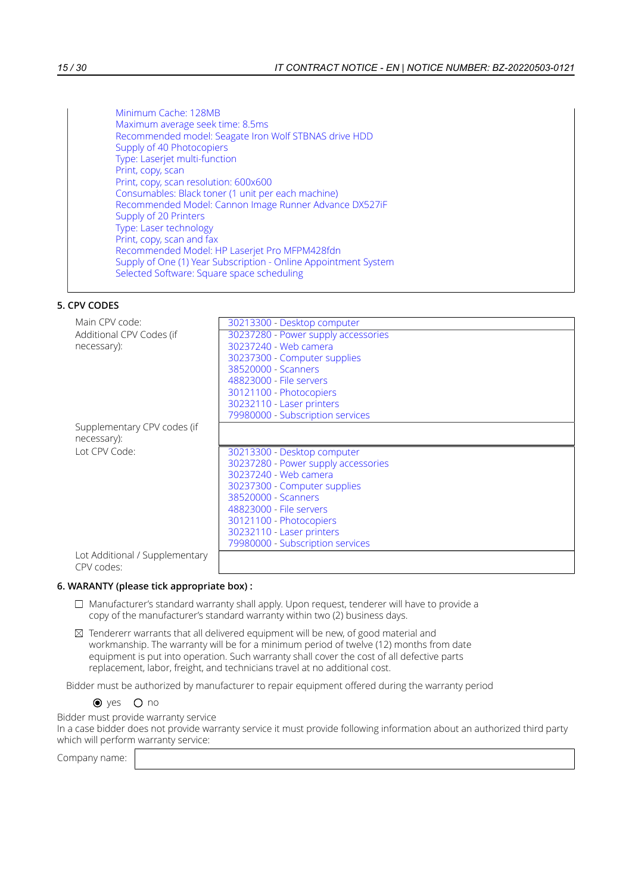Minimum Cache: 128MB
Maximum average seek time: 8.5ms
Recommended model: Seagate Iron Wolf STBNAS drive HDD
Supply of 40 Photocopiers
Type: Laserjet multi-function
Print, copy, scan
Print, copy, scan resolution: 600x600
Consumables: Black toner (1 unit per each machine)
Recommended Model: Cannon Image Runner Advance DX527iF
Supply of 20 Printers
Type: Laser technology
Print, copy, scan and fax
Recommended Model: HP Laserjet Pro MFPM428fdn
Supply of One (1) Year Subscription - Online Appointment System
Selected Software: Square space scheduling

## 5. CPV CODES

| | |
|---|---|
| Main CPV code: | 30213300 - Desktop computer |
| Additional CPV Codes (if necessary): | 30237280 - Power supply accessories<br>30237240 - Web camera<br>30237300 - Computer supplies<br>38520000 - Scanners<br>48823000 - File servers<br>30121100 - Photocopiers<br>30232110 - Laser printers<br>79980000 - Subscription services |
| Supplementary CPV codes (if necessary): | |
| Lot CPV Code: | 30213300 - Desktop computer<br>30237280 - Power supply accessories<br>30237240 - Web camera<br>30237300 - Computer supplies<br>38520000 - Scanners<br>48823000 - File servers<br>30121100 - Photocopiers<br>30232110 - Laser printers<br>79980000 - Subscription services |
| Lot Additional / Supplementary CPV codes: | |

## 6. WARANTY (please tick appropriate box) :

☐ Manufacturer's standard warranty shall apply. Upon request, tenderer will have to provide a copy of the manufacturer's standard warranty within two (2) business days.

☒ Tendererr warrants that all delivered equipment will be new, of good material and workmanship. The warranty will be for a minimum period of twelve (12) months from date equipment is put into operation. Such warranty shall cover the cost of all defective parts replacement, labor, freight, and technicians travel at no additional cost.

Bidder must be authorized by manufacturer to repair equipment offered during the warranty period

◉ yes ○ no

Bidder must provide warranty service
In a case bidder does not provide warranty service it must provide following information about an authorized third party which will perform warranty service:

Company name: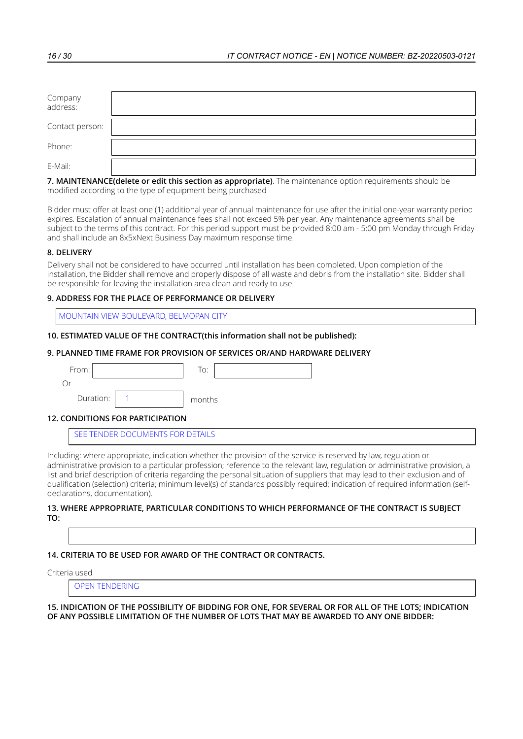| | |
|---|---|
| Company address: | |
| Contact person: | |
| Phone: | |
| E-Mail: | |

**7. MAINTENANCE(delete or edit this section as appropriate)**. The maintenance option requirements should be modified according to the type of equipment being purchased

Bidder must offer at least one (1) additional year of annual maintenance for use after the initial one-year warranty period expires. Escalation of annual maintenance fees shall not exceed 5% per year. Any maintenance agreements shall be subject to the terms of this contract. For this period support must be provided 8:00 am - 5:00 pm Monday through Friday and shall include an 8x5xNext Business Day maximum response time.

**8. DELIVERY**

Delivery shall not be considered to have occurred until installation has been completed. Upon completion of the installation, the Bidder shall remove and properly dispose of all waste and debris from the installation site. Bidder shall be responsible for leaving the installation area clean and ready to use.

**9. ADDRESS FOR THE PLACE OF PERFORMANCE OR DELIVERY**

MOUNTAIN VIEW BOULEVARD, BELMOPAN CITY

**10. ESTIMATED VALUE OF THE CONTRACT(this information shall not be published):**

**9. PLANNED TIME FRAME FOR PROVISION OF SERVICES OR/AND HARDWARE DELIVERY**

From: To:

Or

Duration: 1 months

**12. CONDITIONS FOR PARTICIPATION**

SEE TENDER DOCUMENTS FOR DETAILS

Including: where appropriate, indication whether the provision of the service is reserved by law, regulation or administrative provision to a particular profession; reference to the relevant law, regulation or administrative provision, a list and brief description of criteria regarding the personal situation of suppliers that may lead to their exclusion and of qualification (selection) criteria; minimum level(s) of standards possibly required; indication of required information (self-declarations, documentation).

**13. WHERE APPROPRIATE, PARTICULAR CONDITIONS TO WHICH PERFORMANCE OF THE CONTRACT IS SUBJECT TO:**

**14. CRITERIA TO BE USED FOR AWARD OF THE CONTRACT OR CONTRACTS.**

Criteria used

OPEN TENDERING

**15. INDICATION OF THE POSSIBILITY OF BIDDING FOR ONE, FOR SEVERAL OR FOR ALL OF THE LOTS; INDICATION OF ANY POSSIBLE LIMITATION OF THE NUMBER OF LOTS THAT MAY BE AWARDED TO ANY ONE BIDDER:**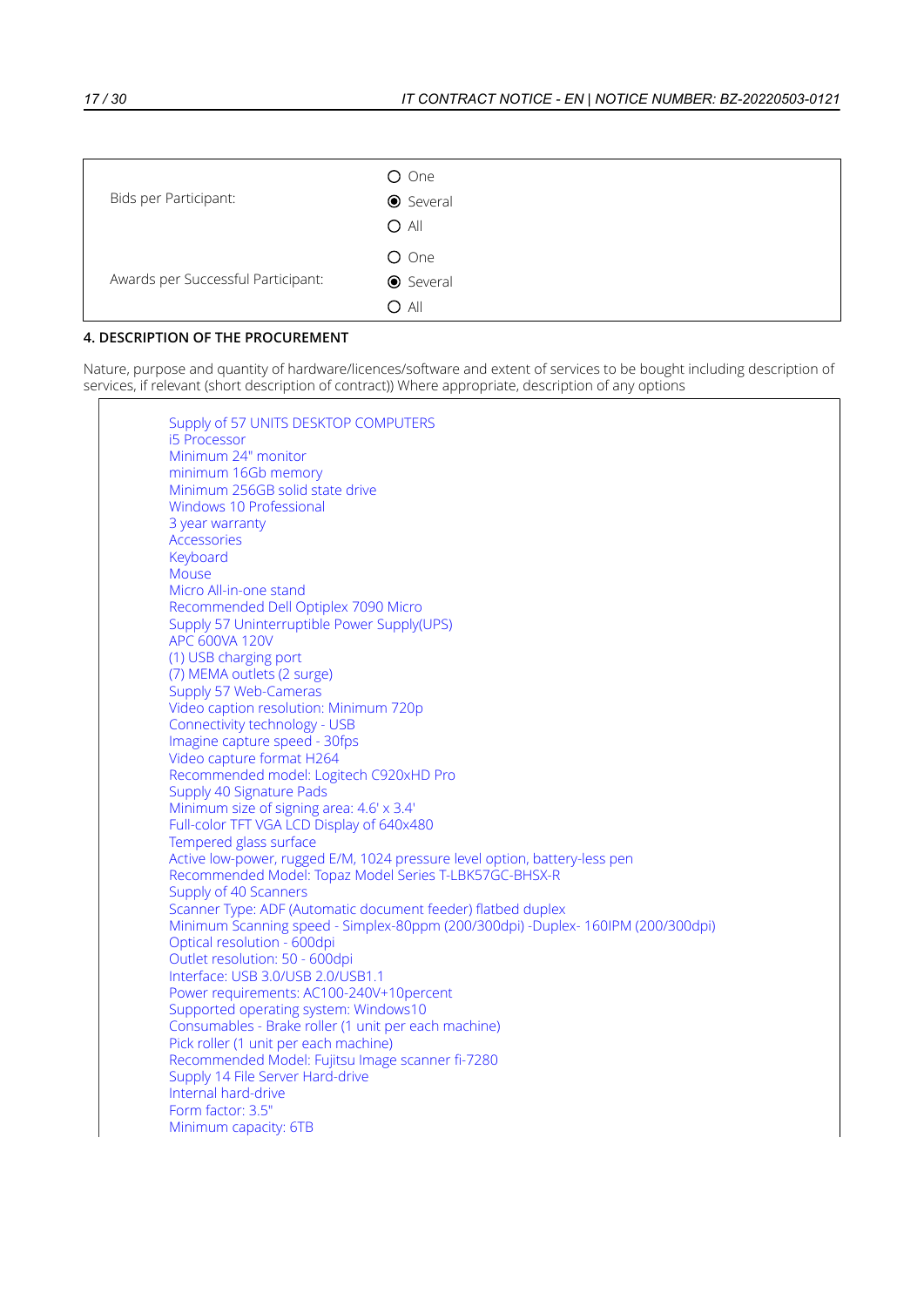| | |
|---|---|
| Bids per Participant: | ○ One<br>◉ Several<br>○ All |
| Awards per Successful Participant: | ○ One<br>◉ Several<br>○ All |

## 4. DESCRIPTION OF THE PROCUREMENT

Nature, purpose and quantity of hardware/licences/software and extent of services to be bought including description of services, if relevant (short description of contract)) Where appropriate, description of any options

Supply of 57 UNITS DESKTOP COMPUTERS
i5 Processor
Minimum 24" monitor
minimum 16Gb memory
Minimum 256GB solid state drive
Windows 10 Professional
3 year warranty
Accessories
Keyboard
Mouse
Micro All-in-one stand
Recommended Dell Optiplex 7090 Micro
Supply 57 Uninterruptible Power Supply(UPS)
APC 600VA 120V
(1) USB charging port
(7) MEMA outlets (2 surge)
Supply 57 Web-Cameras
Video caption resolution: Minimum 720p
Connectivity technology - USB
Imagine capture speed - 30fps
Video capture format H264
Recommended model: Logitech C920xHD Pro
Supply 40 Signature Pads
Minimum size of signing area: 4.6' x 3.4'
Full-color TFT VGA LCD Display of 640x480
Tempered glass surface
Active low-power, rugged E/M, 1024 pressure level option, battery-less pen
Recommended Model: Topaz Model Series T-LBK57GC-BHSX-R
Supply of 40 Scanners
Scanner Type: ADF (Automatic document feeder) flatbed duplex
Minimum Scanning speed - Simplex-80ppm (200/300dpi) -Duplex- 160IPM (200/300dpi)
Optical resolution - 600dpi
Outlet resolution: 50 - 600dpi
Interface: USB 3.0/USB 2.0/USB1.1
Power requirements: AC100-240V+10percent
Supported operating system: Windows10
Consumables - Brake roller (1 unit per each machine)
Pick roller (1 unit per each machine)
Recommended Model: Fujitsu Image scanner fi-7280
Supply 14 File Server Hard-drive
Internal hard-drive
Form factor: 3.5"
Minimum capacity: 6TB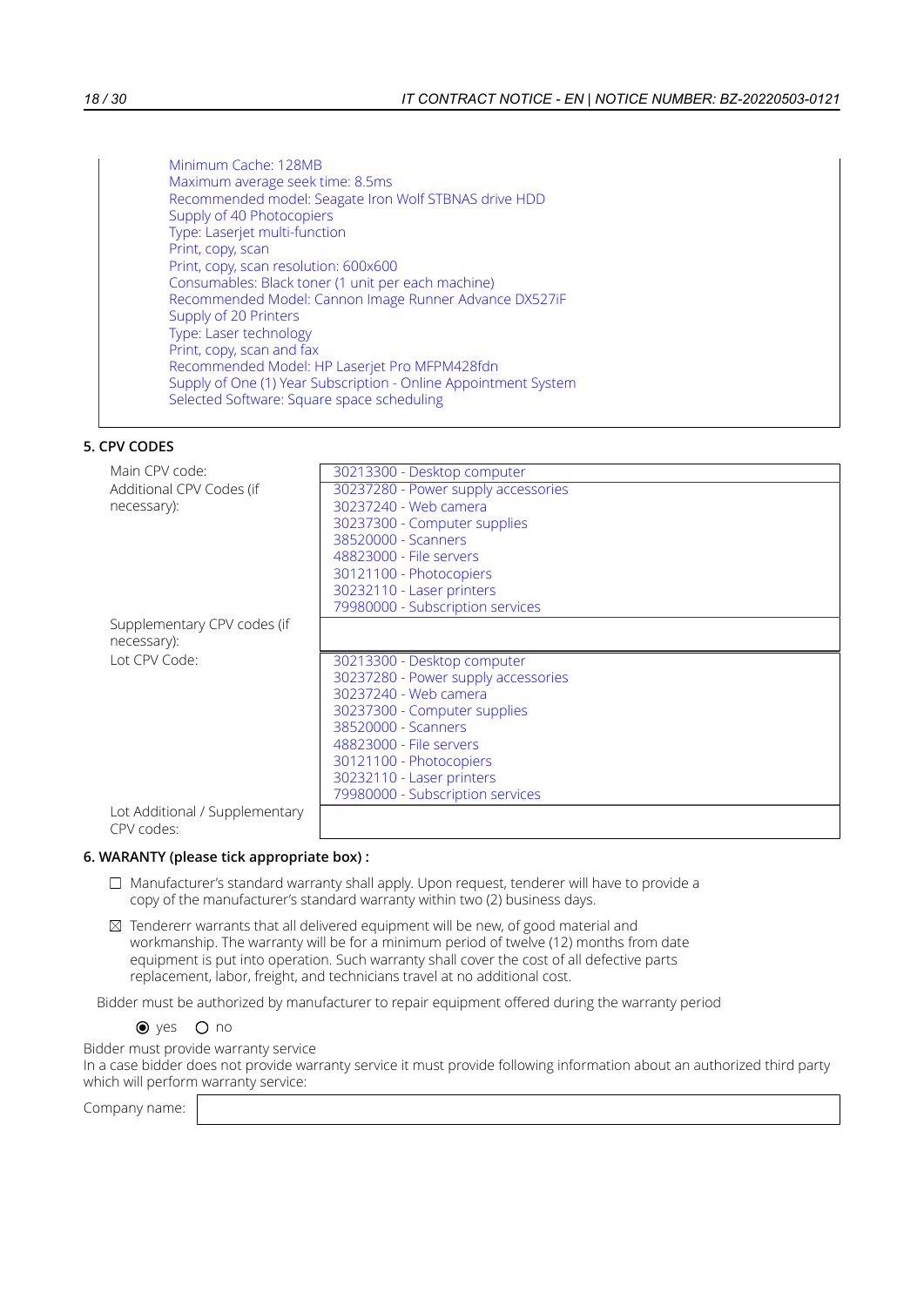Minimum Cache: 128MB
Maximum average seek time: 8.5ms
Recommended model: Seagate Iron Wolf STBNAS drive HDD
Supply of 40 Photocopiers
Type: Laserjet multi-function
Print, copy, scan
Print, copy, scan resolution: 600x600
Consumables: Black toner (1 unit per each machine)
Recommended Model: Cannon Image Runner Advance DX527iF
Supply of 20 Printers
Type: Laser technology
Print, copy, scan and fax
Recommended Model: HP Laserjet Pro MFPM428fdn
Supply of One (1) Year Subscription - Online Appointment System
Selected Software: Square space scheduling

**5. CPV CODES**

| | |
|---|---|
| Main CPV code: | 30213300 - Desktop computer |
| Additional CPV Codes (if necessary): | 30237280 - Power supply accessories<br>30237240 - Web camera<br>30237300 - Computer supplies<br>38520000 - Scanners<br>48823000 - File servers<br>30121100 - Photocopiers<br>30232110 - Laser printers<br>79980000 - Subscription services |
| Supplementary CPV codes (if necessary): | |
| Lot CPV Code: | 30213300 - Desktop computer<br>30237280 - Power supply accessories<br>30237240 - Web camera<br>30237300 - Computer supplies<br>38520000 - Scanners<br>48823000 - File servers<br>30121100 - Photocopiers<br>30232110 - Laser printers<br>79980000 - Subscription services |
| Lot Additional / Supplementary CPV codes: | |

**6. WARANTY (please tick appropriate box) :**

☐ Manufacturer's standard warranty shall apply. Upon request, tenderer will have to provide a copy of the manufacturer's standard warranty within two (2) business days.

☒ Tendererr warrants that all delivered equipment will be new, of good material and workmanship. The warranty will be for a minimum period of twelve (12) months from date equipment is put into operation. Such warranty shall cover the cost of all defective parts replacement, labor, freight, and technicians travel at no additional cost.

Bidder must be authorized by manufacturer to repair equipment offered during the warranty period

◉ yes ○ no

Bidder must provide warranty service
In a case bidder does not provide warranty service it must provide following information about an authorized third party which will perform warranty service:

Company name: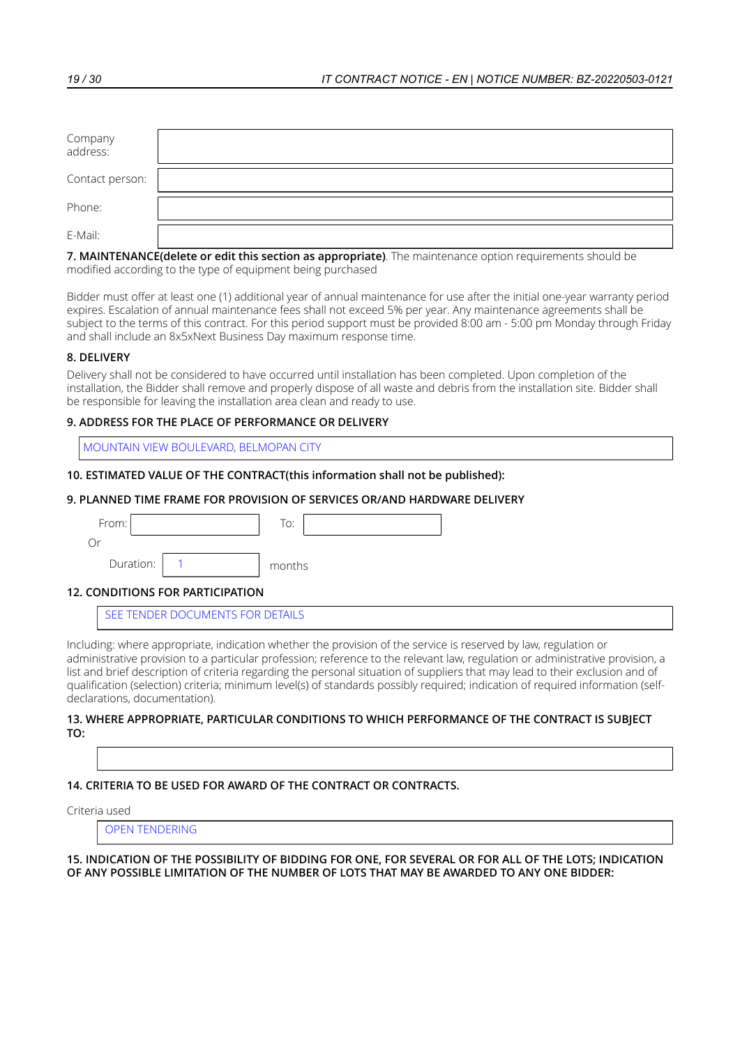| | |
|---|---|
| Company address: | |
| Contact person: | |
| Phone: | |
| E-Mail: | |

**7. MAINTENANCE(delete or edit this section as appropriate)**. The maintenance option requirements should be modified according to the type of equipment being purchased

Bidder must offer at least one (1) additional year of annual maintenance for use after the initial one-year warranty period expires. Escalation of annual maintenance fees shall not exceed 5% per year. Any maintenance agreements shall be subject to the terms of this contract. For this period support must be provided 8:00 am - 5:00 pm Monday through Friday and shall include an 8x5xNext Business Day maximum response time.

**8. DELIVERY**

Delivery shall not be considered to have occurred until installation has been completed. Upon completion of the installation, the Bidder shall remove and properly dispose of all waste and debris from the installation site. Bidder shall be responsible for leaving the installation area clean and ready to use.

**9. ADDRESS FOR THE PLACE OF PERFORMANCE OR DELIVERY**

MOUNTAIN VIEW BOULEVARD, BELMOPAN CITY

**10. ESTIMATED VALUE OF THE CONTRACT(this information shall not be published):**

**9. PLANNED TIME FRAME FOR PROVISION OF SERVICES OR/AND HARDWARE DELIVERY**

From: ____ To: ____

Or

Duration: 1 months

**12. CONDITIONS FOR PARTICIPATION**

SEE TENDER DOCUMENTS FOR DETAILS

Including: where appropriate, indication whether the provision of the service is reserved by law, regulation or administrative provision to a particular profession; reference to the relevant law, regulation or administrative provision, a list and brief description of criteria regarding the personal situation of suppliers that may lead to their exclusion and of qualification (selection) criteria; minimum level(s) of standards possibly required; indication of required information (self-declarations, documentation).

**13. WHERE APPROPRIATE, PARTICULAR CONDITIONS TO WHICH PERFORMANCE OF THE CONTRACT IS SUBJECT TO:**

**14. CRITERIA TO BE USED FOR AWARD OF THE CONTRACT OR CONTRACTS.**

Criteria used

OPEN TENDERING

**15. INDICATION OF THE POSSIBILITY OF BIDDING FOR ONE, FOR SEVERAL OR FOR ALL OF THE LOTS; INDICATION OF ANY POSSIBLE LIMITATION OF THE NUMBER OF LOTS THAT MAY BE AWARDED TO ANY ONE BIDDER:**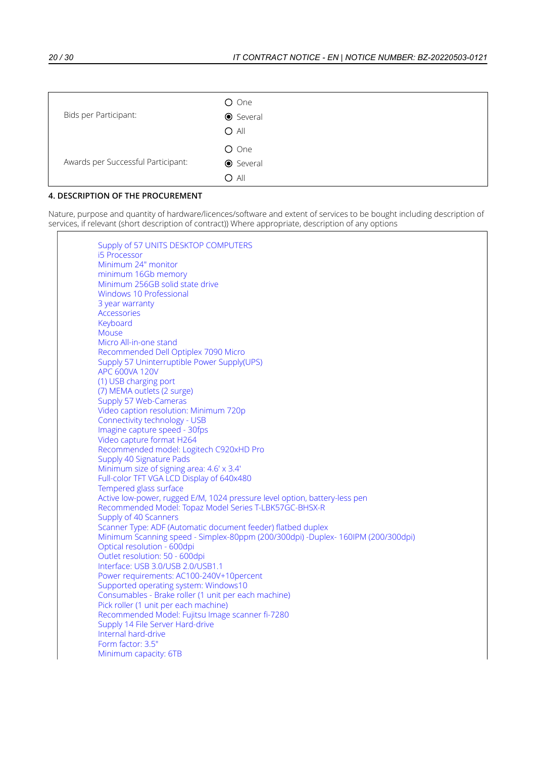| | |
|---|---|
| Bids per Participant: | ○ One<br>◉ Several<br>○ All |
| Awards per Successful Participant: | ○ One<br>◉ Several<br>○ All |

**4. DESCRIPTION OF THE PROCUREMENT**

Nature, purpose and quantity of hardware/licences/software and extent of services to be bought including description of services, if relevant (short description of contract)) Where appropriate, description of any options

Supply of 57 UNITS DESKTOP COMPUTERS
i5 Processor
Minimum 24" monitor
minimum 16Gb memory
Minimum 256GB solid state drive
Windows 10 Professional
3 year warranty
Accessories
Keyboard
Mouse
Micro All-in-one stand
Recommended Dell Optiplex 7090 Micro
Supply 57 Uninterruptible Power Supply(UPS)
APC 600VA 120V
(1) USB charging port
(7) MEMA outlets (2 surge)
Supply 57 Web-Cameras
Video caption resolution: Minimum 720p
Connectivity technology - USB
Imagine capture speed - 30fps
Video capture format H264
Recommended model: Logitech C920xHD Pro
Supply 40 Signature Pads
Minimum size of signing area: 4.6' x 3.4'
Full-color TFT VGA LCD Display of 640x480
Tempered glass surface
Active low-power, rugged E/M, 1024 pressure level option, battery-less pen
Recommended Model: Topaz Model Series T-LBK57GC-BHSX-R
Supply of 40 Scanners
Scanner Type: ADF (Automatic document feeder) flatbed duplex
Minimum Scanning speed - Simplex-80ppm (200/300dpi) -Duplex- 160IPM (200/300dpi)
Optical resolution - 600dpi
Outlet resolution: 50 - 600dpi
Interface: USB 3.0/USB 2.0/USB1.1
Power requirements: AC100-240V+10percent
Supported operating system: Windows10
Consumables - Brake roller (1 unit per each machine)
Pick roller (1 unit per each machine)
Recommended Model: Fujitsu Image scanner fi-7280
Supply 14 File Server Hard-drive
Internal hard-drive
Form factor: 3.5"
Minimum capacity: 6TB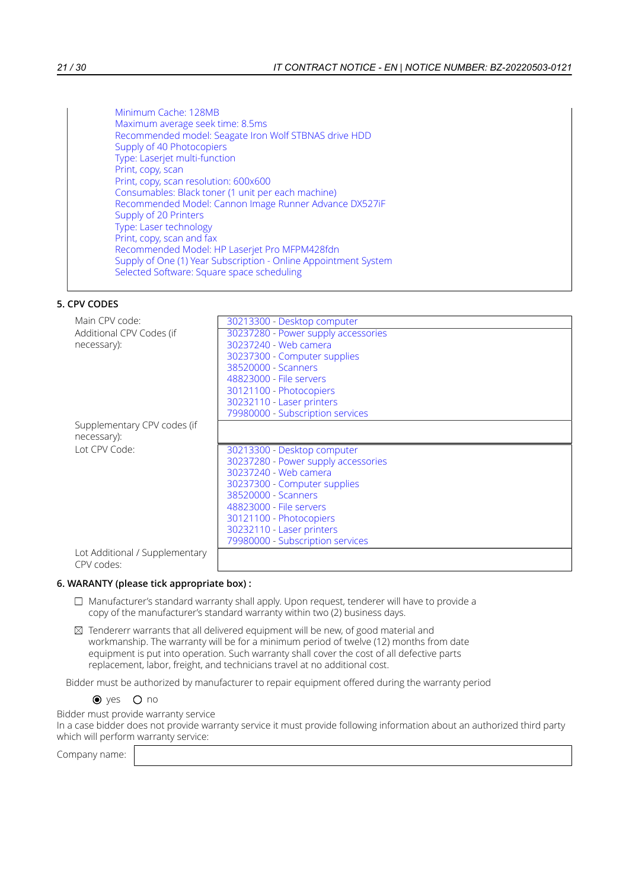Minimum Cache: 128MB
Maximum average seek time: 8.5ms
Recommended model: Seagate Iron Wolf STBNAS drive HDD
Supply of 40 Photocopiers
Type: Laserjet multi-function
Print, copy, scan
Print, copy, scan resolution: 600x600
Consumables: Black toner (1 unit per each machine)
Recommended Model: Cannon Image Runner Advance DX527iF
Supply of 20 Printers
Type: Laser technology
Print, copy, scan and fax
Recommended Model: HP Laserjet Pro MFPM428fdn
Supply of One (1) Year Subscription - Online Appointment System
Selected Software: Square space scheduling

## 5. CPV CODES

| | |
|---|---|
| Main CPV code: | 30213300 - Desktop computer |
| Additional CPV Codes (if necessary): | 30237280 - Power supply accessories<br>30237240 - Web camera<br>30237300 - Computer supplies<br>38520000 - Scanners<br>48823000 - File servers<br>30121100 - Photocopiers<br>30232110 - Laser printers<br>79980000 - Subscription services |
| Supplementary CPV codes (if necessary): | |
| Lot CPV Code: | 30213300 - Desktop computer<br>30237280 - Power supply accessories<br>30237240 - Web camera<br>30237300 - Computer supplies<br>38520000 - Scanners<br>48823000 - File servers<br>30121100 - Photocopiers<br>30232110 - Laser printers<br>79980000 - Subscription services |
| Lot Additional / Supplementary CPV codes: | |

## 6. WARANTY (please tick appropriate box) :

☐ Manufacturer's standard warranty shall apply. Upon request, tenderer will have to provide a copy of the manufacturer's standard warranty within two (2) business days.

☒ Tendererr warrants that all delivered equipment will be new, of good material and workmanship. The warranty will be for a minimum period of twelve (12) months from date equipment is put into operation. Such warranty shall cover the cost of all defective parts replacement, labor, freight, and technicians travel at no additional cost.

Bidder must be authorized by manufacturer to repair equipment offered during the warranty period

◉ yes ○ no

Bidder must provide warranty service
In a case bidder does not provide warranty service it must provide following information about an authorized third party which will perform warranty service:

| | |
|---|---|
| Company name: | |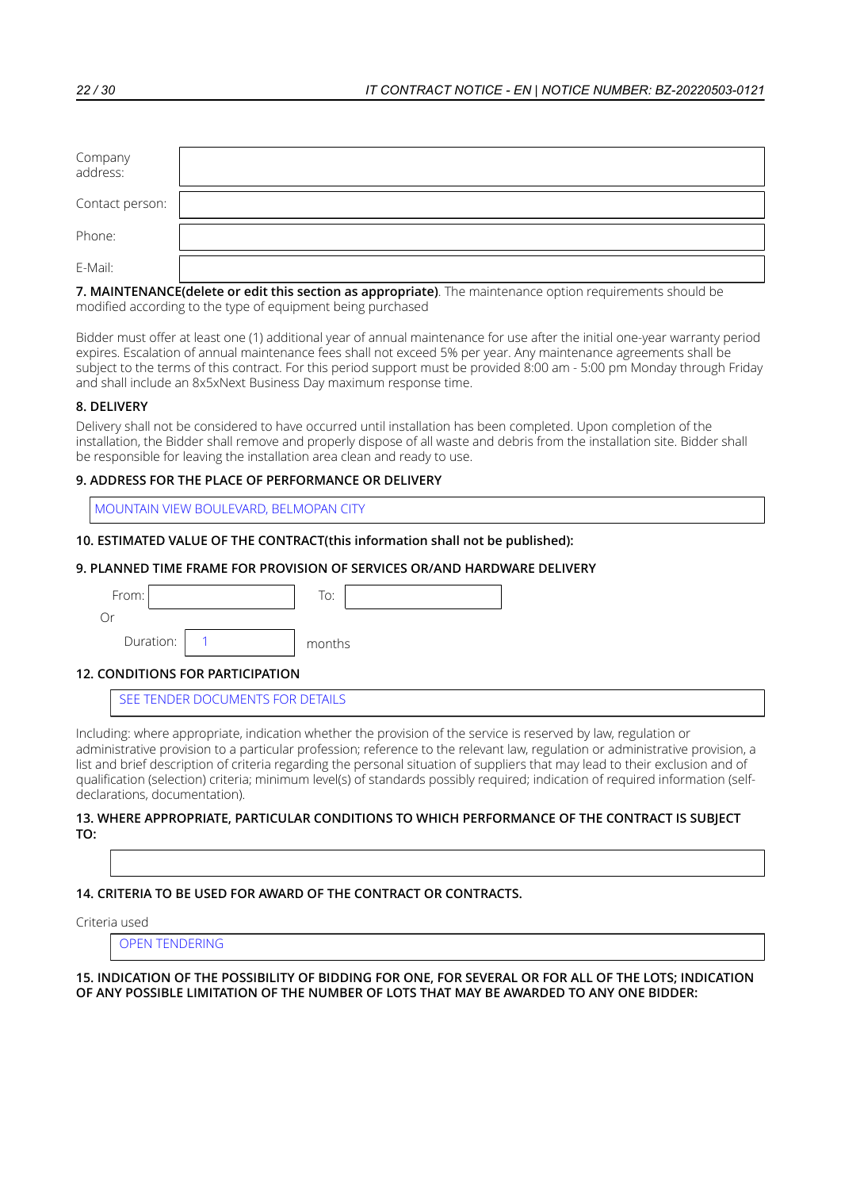| Company address: | |
|---|---|
| Contact person: | |
| Phone: | |
| E-Mail: | |

**7. MAINTENANCE(delete or edit this section as appropriate)**. The maintenance option requirements should be modified according to the type of equipment being purchased

Bidder must offer at least one (1) additional year of annual maintenance for use after the initial one-year warranty period expires. Escalation of annual maintenance fees shall not exceed 5% per year. Any maintenance agreements shall be subject to the terms of this contract. For this period support must be provided 8:00 am - 5:00 pm Monday through Friday and shall include an 8x5xNext Business Day maximum response time.

**8. DELIVERY**

Delivery shall not be considered to have occurred until installation has been completed. Upon completion of the installation, the Bidder shall remove and properly dispose of all waste and debris from the installation site. Bidder shall be responsible for leaving the installation area clean and ready to use.

**9. ADDRESS FOR THE PLACE OF PERFORMANCE OR DELIVERY**

MOUNTAIN VIEW BOULEVARD, BELMOPAN CITY

**10. ESTIMATED VALUE OF THE CONTRACT(this information shall not be published):**

**9. PLANNED TIME FRAME FOR PROVISION OF SERVICES OR/AND HARDWARE DELIVERY**

From: ______ To: ______

Or

Duration: 1 months

**12. CONDITIONS FOR PARTICIPATION**

SEE TENDER DOCUMENTS FOR DETAILS

Including: where appropriate, indication whether the provision of the service is reserved by law, regulation or administrative provision to a particular profession; reference to the relevant law, regulation or administrative provision, a list and brief description of criteria regarding the personal situation of suppliers that may lead to their exclusion and of qualification (selection) criteria; minimum level(s) of standards possibly required; indication of required information (self-declarations, documentation).

**13. WHERE APPROPRIATE, PARTICULAR CONDITIONS TO WHICH PERFORMANCE OF THE CONTRACT IS SUBJECT TO:**

**14. CRITERIA TO BE USED FOR AWARD OF THE CONTRACT OR CONTRACTS.**

Criteria used

OPEN TENDERING

**15. INDICATION OF THE POSSIBILITY OF BIDDING FOR ONE, FOR SEVERAL OR FOR ALL OF THE LOTS; INDICATION OF ANY POSSIBLE LIMITATION OF THE NUMBER OF LOTS THAT MAY BE AWARDED TO ANY ONE BIDDER:**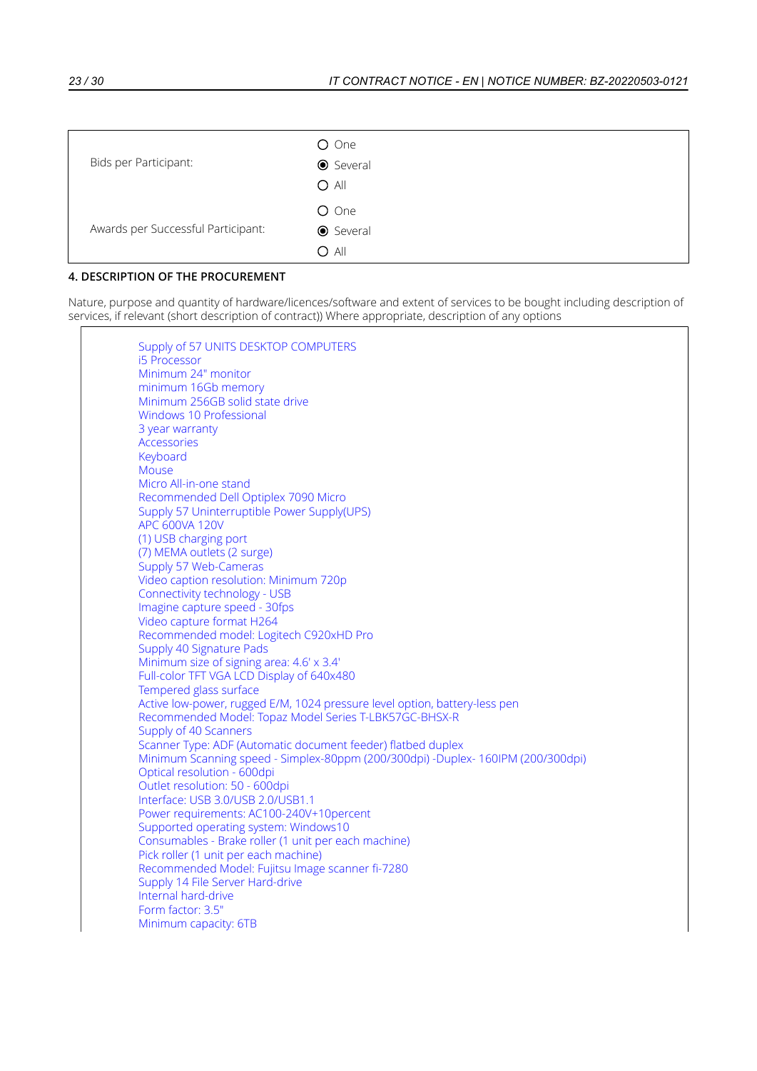| | |
|---|---|
| Bids per Participant: | ○ One<br>◉ Several<br>○ All |
| Awards per Successful Participant: | ○ One<br>◉ Several<br>○ All |

## 4. DESCRIPTION OF THE PROCUREMENT

Nature, purpose and quantity of hardware/licences/software and extent of services to be bought including description of services, if relevant (short description of contract)) Where appropriate, description of any options

Supply of 57 UNITS DESKTOP COMPUTERS
i5 Processor
Minimum 24" monitor
minimum 16Gb memory
Minimum 256GB solid state drive
Windows 10 Professional
3 year warranty
Accessories
Keyboard
Mouse
Micro All-in-one stand
Recommended Dell Optiplex 7090 Micro
Supply 57 Uninterruptible Power Supply(UPS)
APC 600VA 120V
(1) USB charging port
(7) MEMA outlets (2 surge)
Supply 57 Web-Cameras
Video caption resolution: Minimum 720p
Connectivity technology - USB
Imagine capture speed - 30fps
Video capture format H264
Recommended model: Logitech C920xHD Pro
Supply 40 Signature Pads
Minimum size of signing area: 4.6' x 3.4'
Full-color TFT VGA LCD Display of 640x480
Tempered glass surface
Active low-power, rugged E/M, 1024 pressure level option, battery-less pen
Recommended Model: Topaz Model Series T-LBK57GC-BHSX-R
Supply of 40 Scanners
Scanner Type: ADF (Automatic document feeder) flatbed duplex
Minimum Scanning speed - Simplex-80ppm (200/300dpi) -Duplex- 160IPM (200/300dpi)
Optical resolution - 600dpi
Outlet resolution: 50 - 600dpi
Interface: USB 3.0/USB 2.0/USB1.1
Power requirements: AC100-240V+10percent
Supported operating system: Windows10
Consumables - Brake roller (1 unit per each machine)
Pick roller (1 unit per each machine)
Recommended Model: Fujitsu Image scanner fi-7280
Supply 14 File Server Hard-drive
Internal hard-drive
Form factor: 3.5"
Minimum capacity: 6TB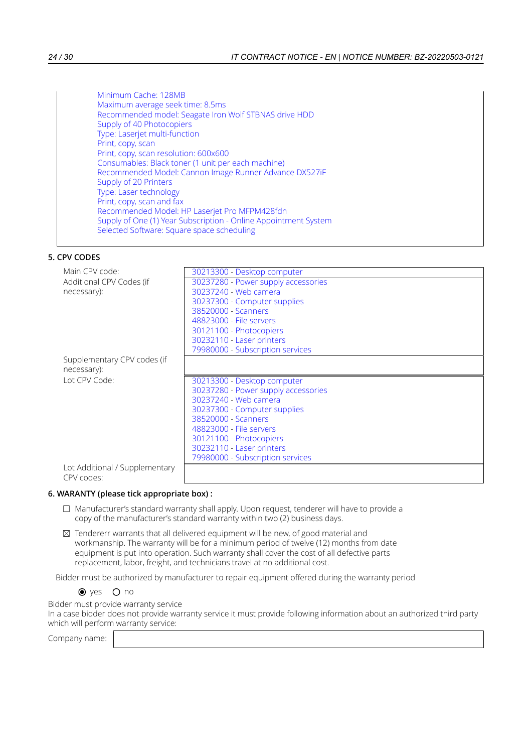Minimum Cache: 128MB
Maximum average seek time: 8.5ms
Recommended model: Seagate Iron Wolf STBNAS drive HDD
Supply of 40 Photocopiers
Type: Laserjet multi-function
Print, copy, scan
Print, copy, scan resolution: 600x600
Consumables: Black toner (1 unit per each machine)
Recommended Model: Cannon Image Runner Advance DX527iF
Supply of 20 Printers
Type: Laser technology
Print, copy, scan and fax
Recommended Model: HP Laserjet Pro MFPM428fdn
Supply of One (1) Year Subscription - Online Appointment System
Selected Software: Square space scheduling

## 5. CPV CODES

| | |
|---|---|
| Main CPV code: | 30213300 - Desktop computer |
| Additional CPV Codes (if necessary): | 30237280 - Power supply accessories<br>30237240 - Web camera<br>30237300 - Computer supplies<br>38520000 - Scanners<br>48823000 - File servers<br>30121100 - Photocopiers<br>30232110 - Laser printers<br>79980000 - Subscription services |
| Supplementary CPV codes (if necessary): | |
| Lot CPV Code: | 30213300 - Desktop computer<br>30237280 - Power supply accessories<br>30237240 - Web camera<br>30237300 - Computer supplies<br>38520000 - Scanners<br>48823000 - File servers<br>30121100 - Photocopiers<br>30232110 - Laser printers<br>79980000 - Subscription services |
| Lot Additional / Supplementary CPV codes: | |

## 6. WARANTY (please tick appropriate box) :

☐ Manufacturer's standard warranty shall apply. Upon request, tenderer will have to provide a copy of the manufacturer's standard warranty within two (2) business days.

☒ Tendererr warrants that all delivered equipment will be new, of good material and workmanship. The warranty will be for a minimum period of twelve (12) months from date equipment is put into operation. Such warranty shall cover the cost of all defective parts replacement, labor, freight, and technicians travel at no additional cost.

Bidder must be authorized by manufacturer to repair equipment offered during the warranty period

◉ yes ○ no

Bidder must provide warranty service
In a case bidder does not provide warranty service it must provide following information about an authorized third party which will perform warranty service:

| Company name: | |
|---|---|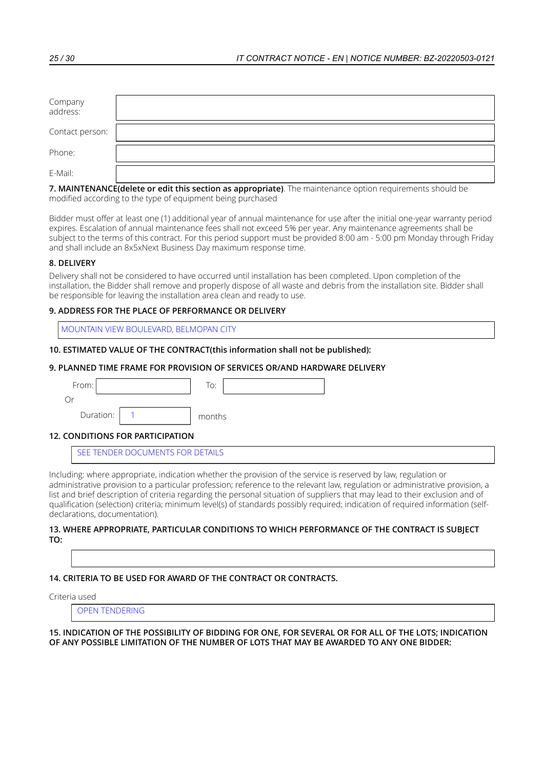| | |
|---|---|
| Company address: | |
| Contact person: | |
| Phone: | |
| E-Mail: | |

**7. MAINTENANCE(delete or edit this section as appropriate)**. The maintenance option requirements should be modified according to the type of equipment being purchased

Bidder must offer at least one (1) additional year of annual maintenance for use after the initial one-year warranty period expires. Escalation of annual maintenance fees shall not exceed 5% per year. Any maintenance agreements shall be subject to the terms of this contract. For this period support must be provided 8:00 am - 5:00 pm Monday through Friday and shall include an 8x5xNext Business Day maximum response time.

**8. DELIVERY**

Delivery shall not be considered to have occurred until installation has been completed. Upon completion of the installation, the Bidder shall remove and properly dispose of all waste and debris from the installation site. Bidder shall be responsible for leaving the installation area clean and ready to use.

**9. ADDRESS FOR THE PLACE OF PERFORMANCE OR DELIVERY**

MOUNTAIN VIEW BOULEVARD, BELMOPAN CITY

**10. ESTIMATED VALUE OF THE CONTRACT(this information shall not be published):**

**9. PLANNED TIME FRAME FOR PROVISION OF SERVICES OR/AND HARDWARE DELIVERY**

From: ______ To: ______

Or

Duration: 1 months

**12. CONDITIONS FOR PARTICIPATION**

SEE TENDER DOCUMENTS FOR DETAILS

Including: where appropriate, indication whether the provision of the service is reserved by law, regulation or administrative provision to a particular profession; reference to the relevant law, regulation or administrative provision, a list and brief description of criteria regarding the personal situation of suppliers that may lead to their exclusion and of qualification (selection) criteria; minimum level(s) of standards possibly required; indication of required information (self-declarations, documentation).

**13. WHERE APPROPRIATE, PARTICULAR CONDITIONS TO WHICH PERFORMANCE OF THE CONTRACT IS SUBJECT TO:**

**14. CRITERIA TO BE USED FOR AWARD OF THE CONTRACT OR CONTRACTS.**

Criteria used

OPEN TENDERING

**15. INDICATION OF THE POSSIBILITY OF BIDDING FOR ONE, FOR SEVERAL OR FOR ALL OF THE LOTS; INDICATION OF ANY POSSIBLE LIMITATION OF THE NUMBER OF LOTS THAT MAY BE AWARDED TO ANY ONE BIDDER:**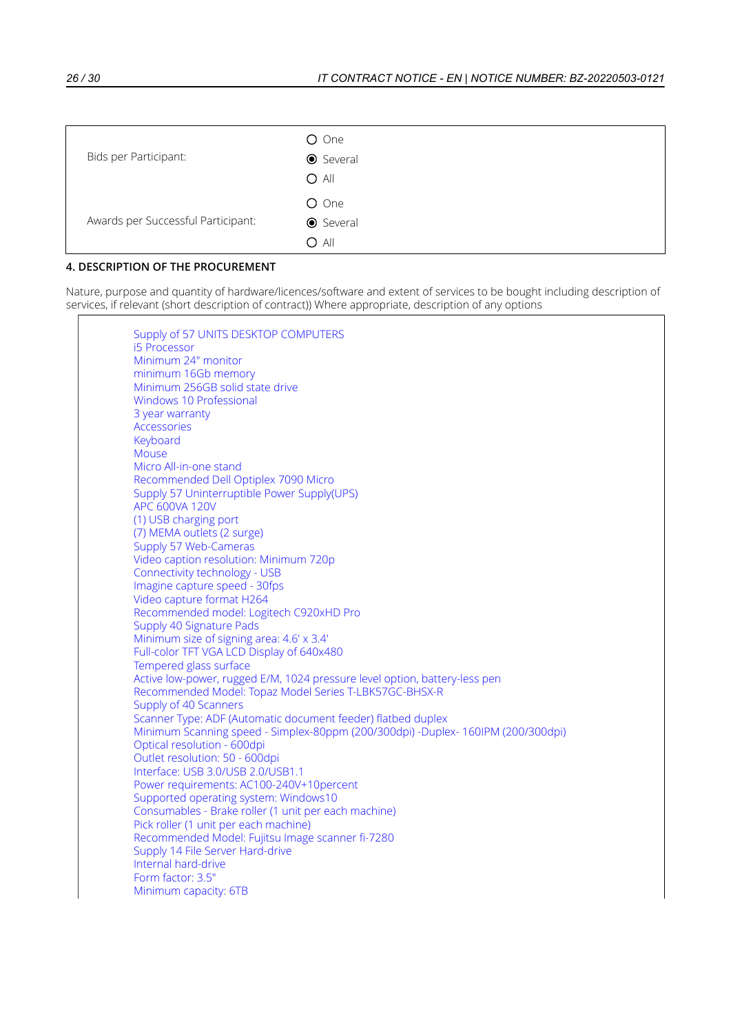| | |
|---|---|
| Bids per Participant: | ○ One<br>◉ Several<br>○ All |
| Awards per Successful Participant: | ○ One<br>◉ Several<br>○ All |

## 4. DESCRIPTION OF THE PROCUREMENT

Nature, purpose and quantity of hardware/licences/software and extent of services to be bought including description of services, if relevant (short description of contract)) Where appropriate, description of any options

Supply of 57 UNITS DESKTOP COMPUTERS
i5 Processor
Minimum 24" monitor
minimum 16Gb memory
Minimum 256GB solid state drive
Windows 10 Professional
3 year warranty
Accessories
Keyboard
Mouse
Micro All-in-one stand
Recommended Dell Optiplex 7090 Micro
Supply 57 Uninterruptible Power Supply(UPS)
APC 600VA 120V
(1) USB charging port
(7) MEMA outlets (2 surge)
Supply 57 Web-Cameras
Video caption resolution: Minimum 720p
Connectivity technology - USB
Imagine capture speed - 30fps
Video capture format H264
Recommended model: Logitech C920xHD Pro
Supply 40 Signature Pads
Minimum size of signing area: 4.6' x 3.4'
Full-color TFT VGA LCD Display of 640x480
Tempered glass surface
Active low-power, rugged E/M, 1024 pressure level option, battery-less pen
Recommended Model: Topaz Model Series T-LBK57GC-BHSX-R
Supply of 40 Scanners
Scanner Type: ADF (Automatic document feeder) flatbed duplex
Minimum Scanning speed - Simplex-80ppm (200/300dpi) -Duplex- 160IPM (200/300dpi)
Optical resolution - 600dpi
Outlet resolution: 50 - 600dpi
Interface: USB 3.0/USB 2.0/USB1.1
Power requirements: AC100-240V+10percent
Supported operating system: Windows10
Consumables - Brake roller (1 unit per each machine)
Pick roller (1 unit per each machine)
Recommended Model: Fujitsu Image scanner fi-7280
Supply 14 File Server Hard-drive
Internal hard-drive
Form factor: 3.5"
Minimum capacity: 6TB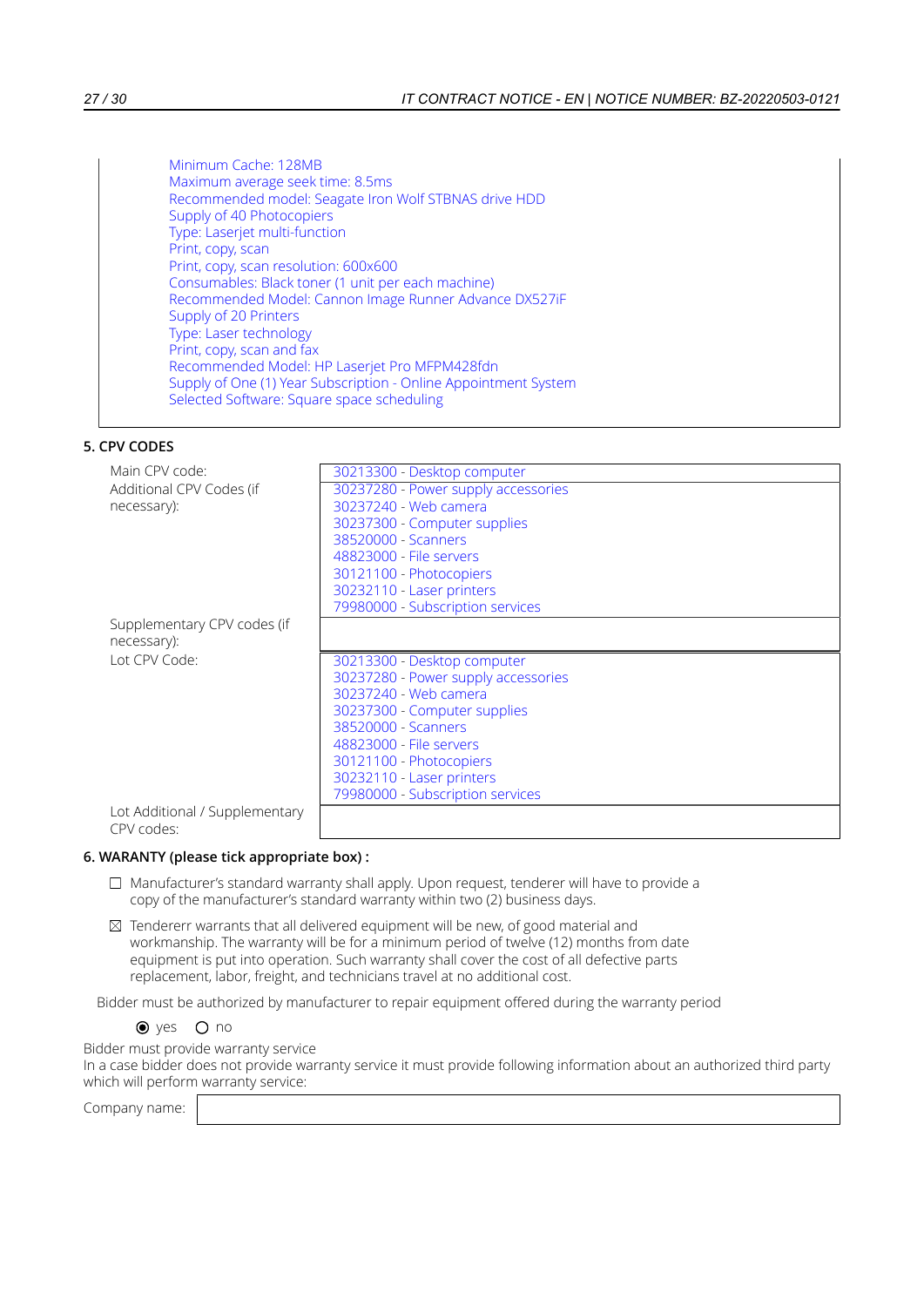Minimum Cache: 128MB
Maximum average seek time: 8.5ms
Recommended model: Seagate Iron Wolf STBNAS drive HDD
Supply of 40 Photocopiers
Type: Laserjet multi-function
Print, copy, scan
Print, copy, scan resolution: 600x600
Consumables: Black toner (1 unit per each machine)
Recommended Model: Cannon Image Runner Advance DX527iF
Supply of 20 Printers
Type: Laser technology
Print, copy, scan and fax
Recommended Model: HP Laserjet Pro MFPM428fdn
Supply of One (1) Year Subscription - Online Appointment System
Selected Software: Square space scheduling

## 5. CPV CODES

| | |
|---|---|
| Main CPV code: | 30213300 - Desktop computer |
| Additional CPV Codes (if necessary): | 30237280 - Power supply accessories<br>30237240 - Web camera<br>30237300 - Computer supplies<br>38520000 - Scanners<br>48823000 - File servers<br>30121100 - Photocopiers<br>30232110 - Laser printers<br>79980000 - Subscription services |
| Supplementary CPV codes (if necessary): | |
| Lot CPV Code: | 30213300 - Desktop computer<br>30237280 - Power supply accessories<br>30237240 - Web camera<br>30237300 - Computer supplies<br>38520000 - Scanners<br>48823000 - File servers<br>30121100 - Photocopiers<br>30232110 - Laser printers<br>79980000 - Subscription services |
| Lot Additional / Supplementary CPV codes: | |

## 6. WARANTY (please tick appropriate box) :

☐ Manufacturer's standard warranty shall apply. Upon request, tenderer will have to provide a copy of the manufacturer's standard warranty within two (2) business days.

☒ Tendererr warrants that all delivered equipment will be new, of good material and workmanship. The warranty will be for a minimum period of twelve (12) months from date equipment is put into operation. Such warranty shall cover the cost of all defective parts replacement, labor, freight, and technicians travel at no additional cost.

Bidder must be authorized by manufacturer to repair equipment offered during the warranty period

◉ yes ○ no

Bidder must provide warranty service
In a case bidder does not provide warranty service it must provide following information about an authorized third party which will perform warranty service:

Company name: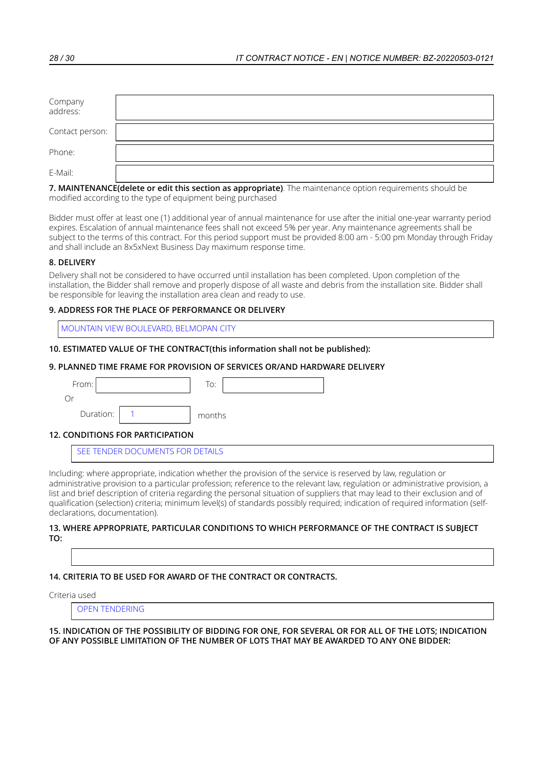| | |
|---|---|
| Company address: | |
| Contact person: | |
| Phone: | |
| E-Mail: | |

**7. MAINTENANCE(delete or edit this section as appropriate)**. The maintenance option requirements should be modified according to the type of equipment being purchased

Bidder must offer at least one (1) additional year of annual maintenance for use after the initial one-year warranty period expires. Escalation of annual maintenance fees shall not exceed 5% per year. Any maintenance agreements shall be subject to the terms of this contract. For this period support must be provided 8:00 am - 5:00 pm Monday through Friday and shall include an 8x5xNext Business Day maximum response time.

**8. DELIVERY**

Delivery shall not be considered to have occurred until installation has been completed. Upon completion of the installation, the Bidder shall remove and properly dispose of all waste and debris from the installation site. Bidder shall be responsible for leaving the installation area clean and ready to use.

**9. ADDRESS FOR THE PLACE OF PERFORMANCE OR DELIVERY**

MOUNTAIN VIEW BOULEVARD, BELMOPAN CITY

**10. ESTIMATED VALUE OF THE CONTRACT(this information shall not be published):**

**9. PLANNED TIME FRAME FOR PROVISION OF SERVICES OR/AND HARDWARE DELIVERY**

From: &nbsp;&nbsp;&nbsp;&nbsp; To:

Or

Duration: 1 months

**12. CONDITIONS FOR PARTICIPATION**

SEE TENDER DOCUMENTS FOR DETAILS

Including: where appropriate, indication whether the provision of the service is reserved by law, regulation or administrative provision to a particular profession; reference to the relevant law, regulation or administrative provision, a list and brief description of criteria regarding the personal situation of suppliers that may lead to their exclusion and of qualification (selection) criteria; minimum level(s) of standards possibly required; indication of required information (self-declarations, documentation).

**13. WHERE APPROPRIATE, PARTICULAR CONDITIONS TO WHICH PERFORMANCE OF THE CONTRACT IS SUBJECT TO:**

**14. CRITERIA TO BE USED FOR AWARD OF THE CONTRACT OR CONTRACTS.**

Criteria used

OPEN TENDERING

**15. INDICATION OF THE POSSIBILITY OF BIDDING FOR ONE, FOR SEVERAL OR FOR ALL OF THE LOTS; INDICATION OF ANY POSSIBLE LIMITATION OF THE NUMBER OF LOTS THAT MAY BE AWARDED TO ANY ONE BIDDER:**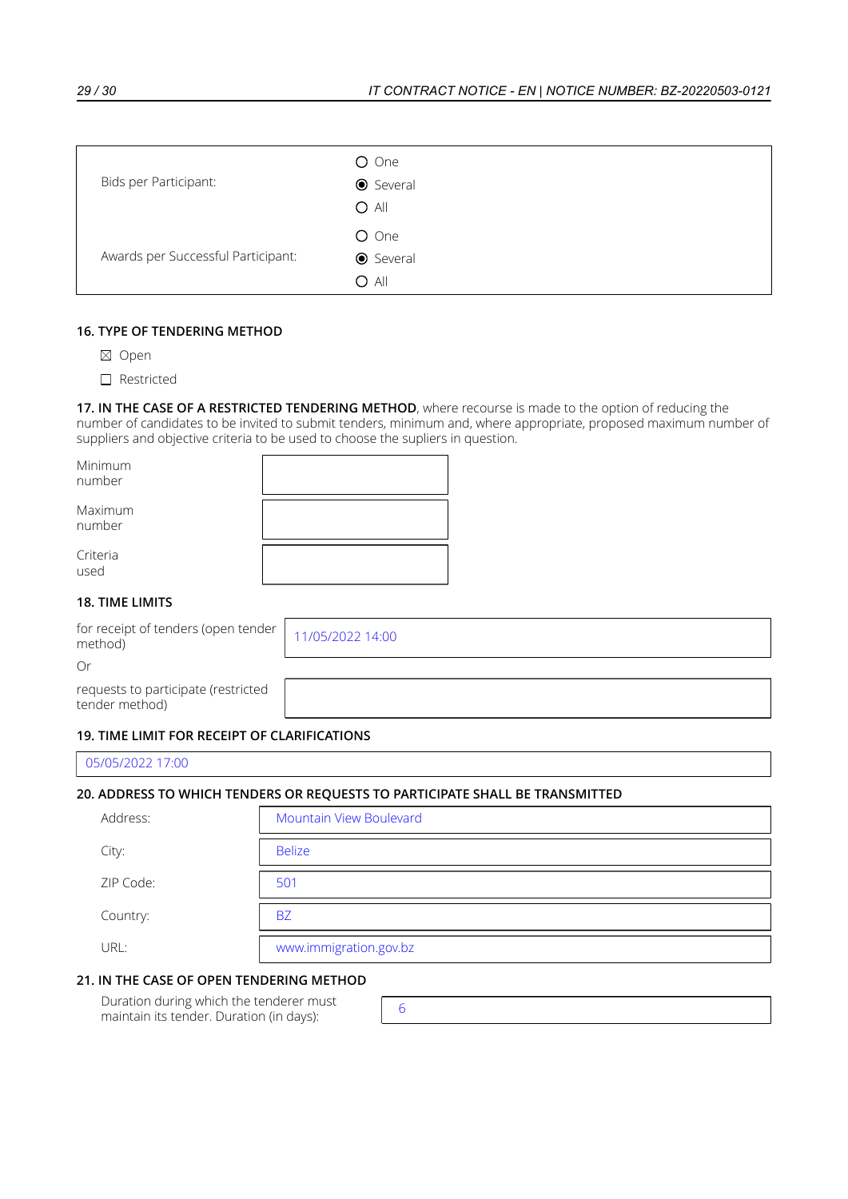| | |
|---|---|
| Bids per Participant: | ○ One<br>◉ Several<br>○ All |
| Awards per Successful Participant: | ○ One<br>◉ Several<br>○ All |

## 16. TYPE OF TENDERING METHOD

☒ Open

☐ Restricted

**17. IN THE CASE OF A RESTRICTED TENDERING METHOD**, where recourse is made to the option of reducing the number of candidates to be invited to submit tenders, minimum and, where appropriate, proposed maximum number of suppliers and objective criteria to be used to choose the supliers in question.

| | |
|---|---|
| Minimum number | |
| Maximum number | |
| Criteria used | |

## 18. TIME LIMITS

| | |
|---|---|
| for receipt of tenders (open tender method) | 11/05/2022 14:00 |

Or

| | |
|---|---|
| requests to participate (restricted tender method) | |

## 19. TIME LIMIT FOR RECEIPT OF CLARIFICATIONS

05/05/2022 17:00

## 20. ADDRESS TO WHICH TENDERS OR REQUESTS TO PARTICIPATE SHALL BE TRANSMITTED

| | |
|---|---|
| Address: | Mountain View Boulevard |
| City: | Belize |
| ZIP Code: | 501 |
| Country: | BZ |
| URL: | www.immigration.gov.bz |

## 21. IN THE CASE OF OPEN TENDERING METHOD

| | |
|---|---|
| Duration during which the tenderer must maintain its tender. Duration (in days): | 6 |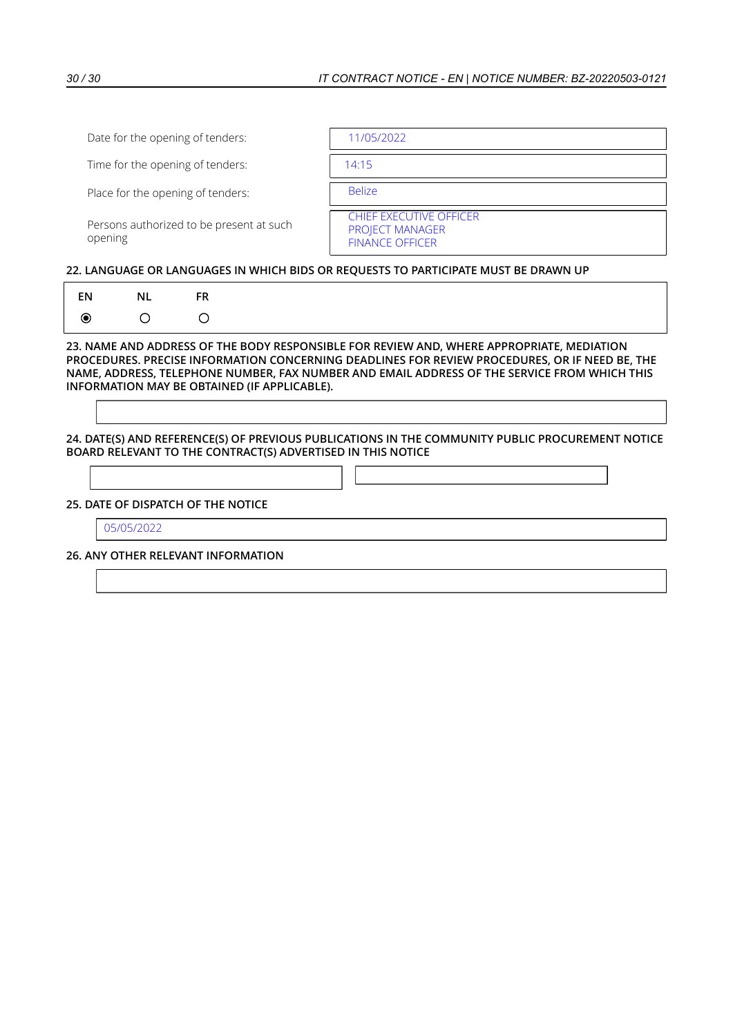| | |
|---|---|
| Date for the opening of tenders: | 11/05/2022 |
| Time for the opening of tenders: | 14:15 |
| Place for the opening of tenders: | Belize |
| Persons authorized to be present at such opening | CHIEF EXECUTIVE OFFICER<br>PROJECT MANAGER<br>FINANCE OFFICER |

## 22. LANGUAGE OR LANGUAGES IN WHICH BIDS OR REQUESTS TO PARTICIPATE MUST BE DRAWN UP

| EN | NL | FR |
|---|---|---|
| ◉ | ○ | ○ |

## 23. NAME AND ADDRESS OF THE BODY RESPONSIBLE FOR REVIEW AND, WHERE APPROPRIATE, MEDIATION PROCEDURES. PRECISE INFORMATION CONCERNING DEADLINES FOR REVIEW PROCEDURES, OR IF NEED BE, THE NAME, ADDRESS, TELEPHONE NUMBER, FAX NUMBER AND EMAIL ADDRESS OF THE SERVICE FROM WHICH THIS INFORMATION MAY BE OBTAINED (IF APPLICABLE).

## 24. DATE(S) AND REFERENCE(S) OF PREVIOUS PUBLICATIONS IN THE COMMUNITY PUBLIC PROCUREMENT NOTICE BOARD RELEVANT TO THE CONTRACT(S) ADVERTISED IN THIS NOTICE

## 25. DATE OF DISPATCH OF THE NOTICE

05/05/2022

## 26. ANY OTHER RELEVANT INFORMATION